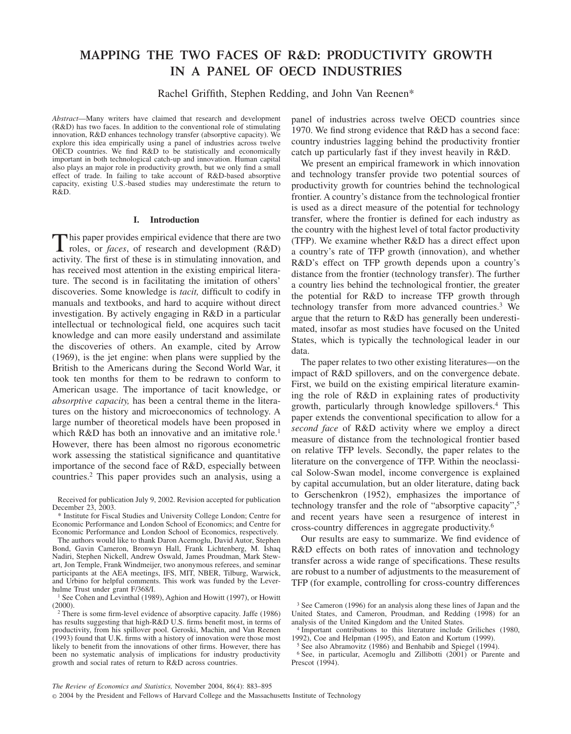# MAPPING THE TWO FACES OF R&D: PRODUCTIVITY GROWTH IN A PANEL OF OECD INDUSTRIES

Rachel Griffith, Stephen Redding, and John Van Reenen*

*Abstract*—Many writers have claimed that research and development (R&D) has two faces. In addition to the conventional role of stimulating innovation, R&D enhances technology transfer (absorptive capacity). We explore this idea empirically using a panel of industries across twelve OECD countries. We find R&D to be statistically and economically important in both technological catch-up and innovation. Human capital also plays an major role in productivity growth, but we only find a small effect of trade. In failing to take account of R&D-based absorptive capacity, existing U.S.-based studies may underestimate the return to R&D.

## I. Introduction

This paper provides empirical evidence that there are two roles, or *faces*, of research and development (R&D) activity. The first of these is in stimulating innovation, and has received most attention in the existing empirical literature. The second is in facilitating the imitation of others' discoveries. Some knowledge is *tacit,* difficult to codify in manuals and textbooks, and hard to acquire without direct investigation. By actively engaging in R&D in a particular intellectual or technological field, one acquires such tacit knowledge and can more easily understand and assimilate the discoveries of others. An example, cited by Arrow (1969), is the jet engine: when plans were supplied by the British to the Americans during the Second World War, it took ten months for them to be redrawn to conform to American usage. The importance of tacit knowledge, or *absorptive capacity,* has been a central theme in the literatures on the history and microeconomics of technology. A large number of theoretical models have been proposed in which R&D has both an innovative and an imitative role.[1] However, there has been almost no rigorous econometric work assessing the statistical significance and quantitative importance of the second face of R&D, especially between countries.[2] This paper provides such an analysis, using a panel of industries across twelve OECD countries since 1970. We find strong evidence that R&D has a second face: country industries lagging behind the productivity frontier catch up particularly fast if they invest heavily in R&D.

We present an empirical framework in which innovation and technology transfer provide two potential sources of productivity growth for countries behind the technological frontier. A country's distance from the technological frontier is used as a direct measure of the potential for technology transfer, where the frontier is defined for each industry as the country with the highest level of total factor productivity (TFP). We examine whether R&D has a direct effect upon a country's rate of TFP growth (innovation), and whether R&D's effect on TFP growth depends upon a country's distance from the frontier (technology transfer). The further a country lies behind the technological frontier, the greater the potential for R&D to increase TFP growth through technology transfer from more advanced countries.[3] We argue that the return to R&D has generally been underestimated, insofar as most studies have focused on the United States, which is typically the technological leader in our data.

The paper relates to two other existing literatures—on the impact of R&D spillovers, and on the convergence debate. First, we build on the existing empirical literature examining the role of R&D in explaining rates of productivity growth, particularly through knowledge spillovers.[4] This paper extends the conventional specification to allow for a *second face* of R&D activity where we employ a direct measure of distance from the technological frontier based on relative TFP levels. Secondly, the paper relates to the literature on the convergence of TFP. Within the neoclassical Solow-Swan model, income convergence is explained by capital accumulation, but an older literature, dating back to Gerschenkron (1952), emphasizes the importance of technology transfer and the role of "absorptive capacity",[5] and recent years have seen a resurgence of interest in cross-country differences in aggregate productivity.[6]

Our results are easy to summarize. We find evidence of R&D effects on both rates of innovation and technology transfer across a wide range of specifications. These results are robust to a number of adjustments to the measurement of TFP (for example, controlling for cross-country differences

---

Received for publication July 9, 2002. Revision accepted for publication December 23, 2003.

\* Institute for Fiscal Studies and University College London; Centre for Economic Performance and London School of Economics; and Centre for Economic Performance and London School of Economics, respectively.

The authors would like to thank Daron Acemoglu, David Autor, Stephen Bond, Gavin Cameron, Bronwyn Hall, Frank Lichtenberg, M. Ishaq Nadiri, Stephen Nickell, Andrew Oswald, James Proudman, Mark Stewart, Jon Temple, Frank Windmeijer, two anonymous referees, and seminar participants at the AEA meetings, IFS, MIT, NBER, Tilburg, Warwick, and Urbino for helpful comments. This work was funded by the Leverhulme Trust under grant F/368/I.

[1] See Cohen and Levinthal (1989), Aghion and Howitt (1997), or Howitt (2000).

[2] There is some firm-level evidence of absorptive capacity. Jaffe (1986) has results suggesting that high-R&D U.S. firms benefit most, in terms of productivity, from his spillover pool. Geroski, Machin, and Van Reenen (1993) found that U.K. firms with a history of innovation were those most likely to benefit from the innovations of other firms. However, there has been no systematic analysis of implications for industry productivity growth and social rates of return to R&D across countries.

[3] See Cameron (1996) for an analysis along these lines of Japan and the United States, and Cameron, Proudman, and Redding (1998) for an analysis of the United Kingdom and the United States.

[4] Important contributions to this literature include Griliches (1980, 1992), Coe and Helpman (1995), and Eaton and Kortum (1999).

[5] See also Abramovitz (1986) and Benhabib and Spiegel (1994).

[6] See, in particular, Acemoglu and Zillibotti (2001) or Parente and Prescot (1994).

*The Review of Economics and Statistics,* November 2004, 86(4): 883–895

© 2004 by the President and Fellows of Harvard College and the Massachusetts Institute of Technology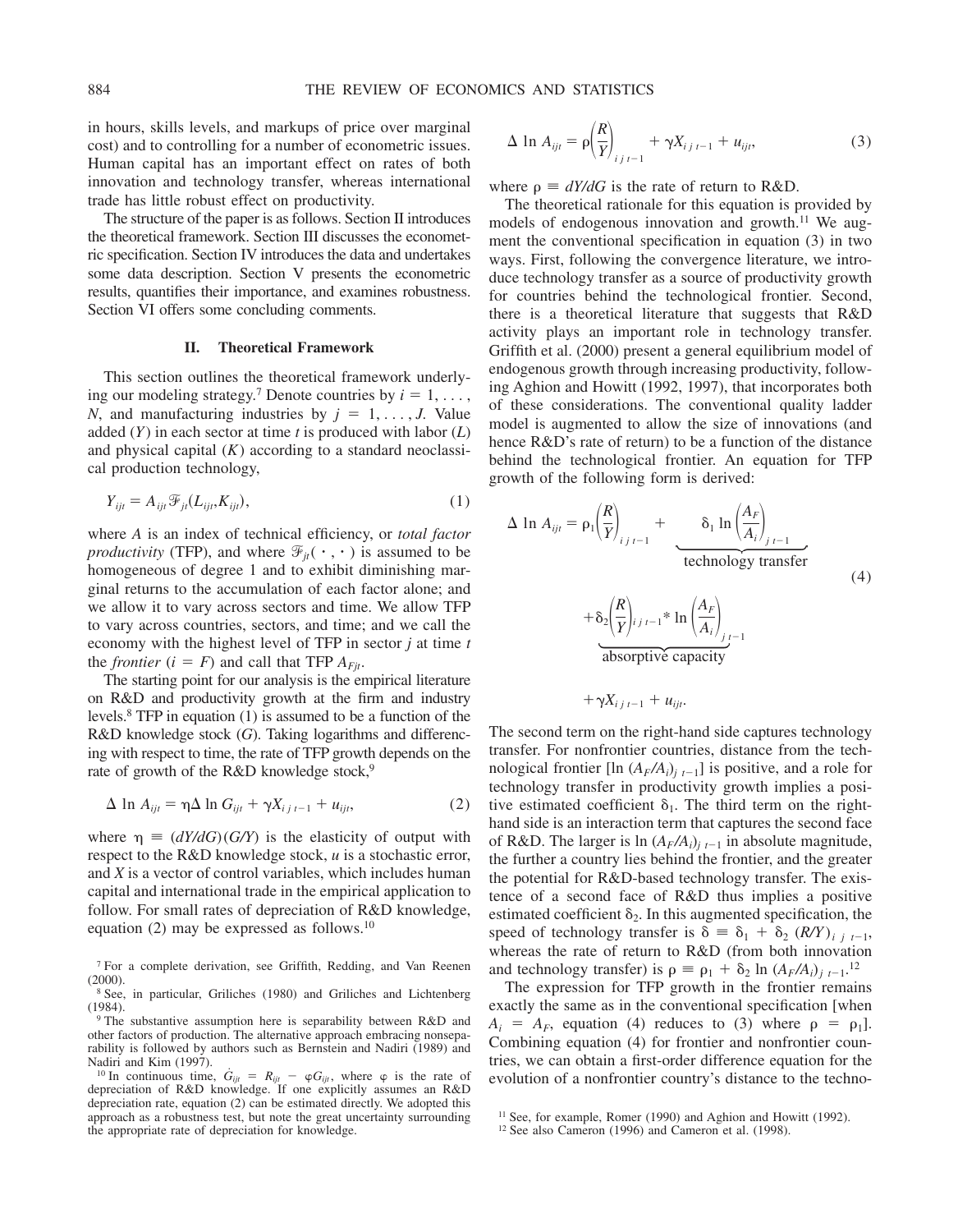in hours, skills levels, and markups of price over marginal cost) and to controlling for a number of econometric issues. Human capital has an important effect on rates of both innovation and technology transfer, whereas international trade has little robust effect on productivity.

The structure of the paper is as follows. Section II introduces the theoretical framework. Section III discusses the econometric specification. Section IV introduces the data and undertakes some data description. Section V presents the econometric results, quantifies their importance, and examines robustness. Section VI offers some concluding comments.

## II. Theoretical Framework

This section outlines the theoretical framework underlying our modeling strategy.[7] Denote countries by $i = 1, \ldots, N$, and manufacturing industries by $j = 1, \ldots, J$. Value added ($Y$) in each sector at time $t$ is produced with labor ($L$) and physical capital ($K$) according to a standard neoclassical production technology,

$$Y_{ijt} = A_{ijt}\mathcal{F}_{jt}(L_{ijt}, K_{ijt}), \tag{1}$$

where $A$ is an index of technical efficiency, or *total factor productivity* (TFP), and where $\mathcal{F}_{jt}(\cdot, \cdot)$ is assumed to be homogeneous of degree 1 and to exhibit diminishing marginal returns to the accumulation of each factor alone; and we allow it to vary across sectors and time. We allow TFP to vary across countries, sectors, and time; and we call the economy with the highest level of TFP in sector $j$ at time $t$ the *frontier* ($i = F$) and call that TFP $A_{Fjt}$.

The starting point for our analysis is the empirical literature on R&D and productivity growth at the firm and industry levels.[8] TFP in equation (1) is assumed to be a function of the R&D knowledge stock ($G$). Taking logarithms and differencing with respect to time, the rate of TFP growth depends on the rate of growth of the R&D knowledge stock,[9]

$$\Delta \ln A_{ijt} = \eta \Delta \ln G_{ijt} + \gamma X_{i\,j\,t-1} + u_{ijt}, \tag{2}$$

where $\eta \equiv (dY/dG)(G/Y)$ is the elasticity of output with respect to the R&D knowledge stock, $u$ is a stochastic error, and $X$ is a vector of control variables, which includes human capital and international trade in the empirical application to follow. For small rates of depreciation of R&D knowledge, equation (2) may be expressed as follows.[10]

$$\Delta \ln A_{ijt} = \rho \left(\frac{R}{Y}\right)_{i\,j\,t-1} + \gamma X_{i\,j\,t-1} + u_{ijt}, \tag{3}$$

where $\rho \equiv dY/dG$ is the rate of return to R&D.

The theoretical rationale for this equation is provided by models of endogenous innovation and growth.[11] We augment the conventional specification in equation (3) in two ways. First, following the convergence literature, we introduce technology transfer as a source of productivity growth for countries behind the technological frontier. Second, there is a theoretical literature that suggests that R&D activity plays an important role in technology transfer. Griffith et al. (2000) present a general equilibrium model of endogenous growth through increasing productivity, following Aghion and Howitt (1992, 1997), that incorporates both of these considerations. The conventional quality ladder model is augmented to allow the size of innovations (and hence R&D's rate of return) to be a function of the distance behind the technological frontier. An equation for TFP growth of the following form is derived:

$$\Delta \ln A_{ijt} = \rho_1 \left(\frac{R}{Y}\right)_{i\,j\,t-1} + \underbrace{\delta_1 \ln \left(\frac{A_F}{A_i}\right)_{j\,t-1}}_{\text{technology transfer}} + \underbrace{\delta_2 \left(\frac{R}{Y}\right)_{i\,j\,t-1} * \ln \left(\frac{A_F}{A_i}\right)_{j\,t-1}}_{\text{absorptive capacity}} + \gamma X_{i\,j\,t-1} + u_{ijt}. \tag{4}$$

The second term on the right-hand side captures technology transfer. For nonfrontier countries, distance from the technological frontier [$\ln (A_F/A_i)_{j\,t-1}$] is positive, and a role for technology transfer in productivity growth implies a positive estimated coefficient $\delta_1$. The third term on the right-hand side is an interaction term that captures the second face of R&D. The larger is $\ln (A_F/A_i)_{j\,t-1}$ in absolute magnitude, the further a country lies behind the frontier, and the greater the potential for R&D-based technology transfer. The existence of a second face of R&D thus implies a positive estimated coefficient $\delta_2$. In this augmented specification, the speed of technology transfer is $\delta \equiv \delta_1 + \delta_2 \,(R/Y)_{i\,j\,t-1}$, whereas the rate of return to R&D (from both innovation and technology transfer) is $\rho \equiv \rho_1 + \delta_2 \ln (A_F/A_i)_{j\,t-1}$.[12]

The expression for TFP growth in the frontier remains exactly the same as in the conventional specification [when $A_i = A_F$, equation (4) reduces to (3) where $\rho = \rho_1$]. Combining equation (4) for frontier and nonfrontier countries, we can obtain a first-order difference equation for the evolution of a nonfrontier country's distance to the techno-

[7] For a complete derivation, see Griffith, Redding, and Van Reenen (2000).

[8] See, in particular, Griliches (1980) and Griliches and Lichtenberg (1984).

[9] The substantive assumption here is separability between R&D and other factors of production. The alternative approach embracing nonseparability is followed by authors such as Bernstein and Nadiri (1989) and Nadiri and Kim (1997).

[10] In continuous time, $\dot{G}_{ijt} = R_{ijt} - \varphi G_{ijt}$, where $\varphi$ is the rate of depreciation of R&D knowledge. If one explicitly assumes an R&D depreciation rate, equation (2) can be estimated directly. We adopted this approach as a robustness test, but note the great uncertainty surrounding the appropriate rate of depreciation for knowledge.

[11] See, for example, Romer (1990) and Aghion and Howitt (1992).

[12] See also Cameron (1996) and Cameron et al. (1998).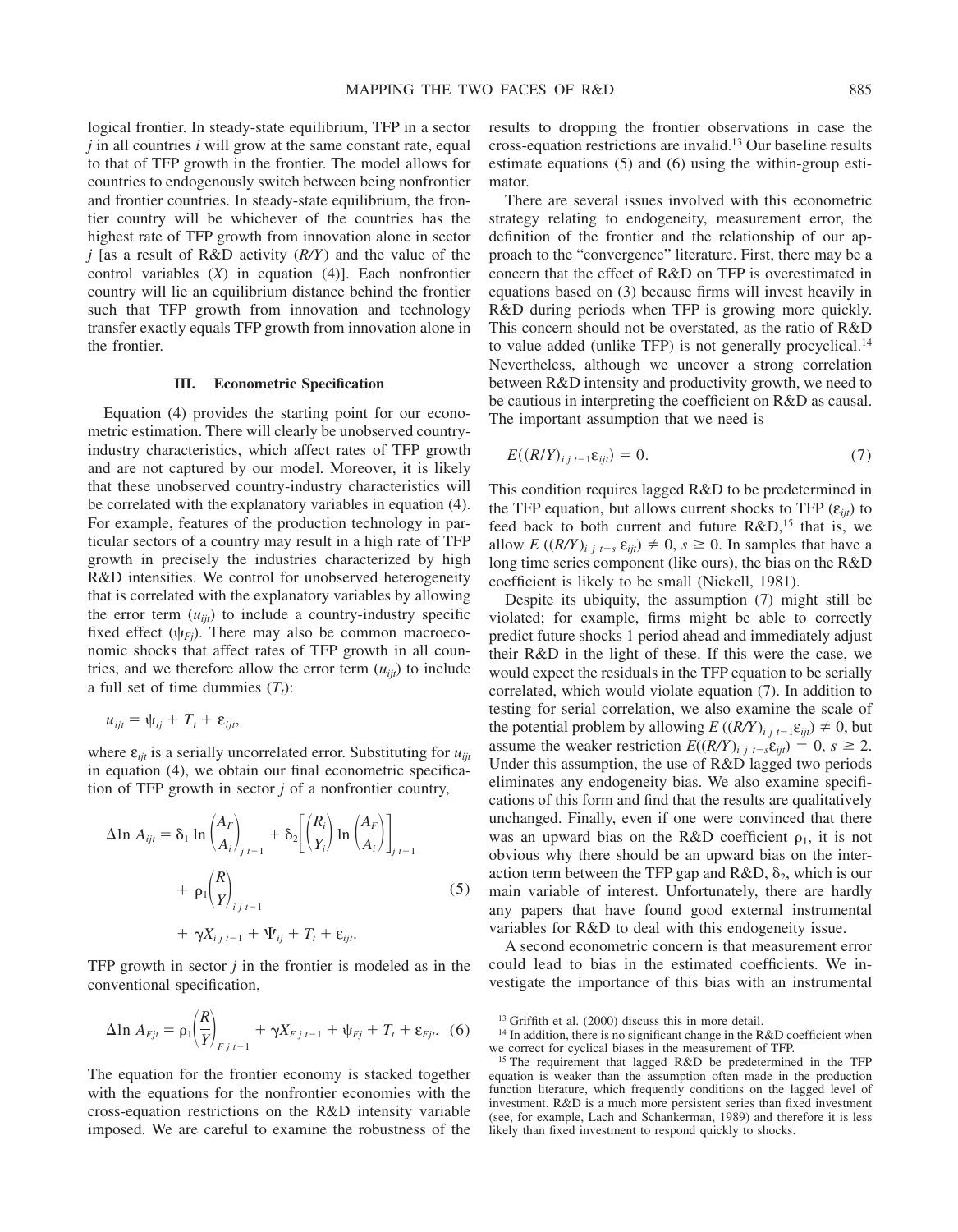logical frontier. In steady-state equilibrium, TFP in a sector $j$ in all countries $i$ will grow at the same constant rate, equal to that of TFP growth in the frontier. The model allows for countries to endogenously switch between being nonfrontier and frontier countries. In steady-state equilibrium, the frontier country will be whichever of the countries has the highest rate of TFP growth from innovation alone in sector $j$ [as a result of R&D activity ($R/Y$) and the value of the control variables ($X$) in equation (4)]. Each nonfrontier country will lie an equilibrium distance behind the frontier such that TFP growth from innovation and technology transfer exactly equals TFP growth from innovation alone in the frontier.

## III. Econometric Specification

Equation (4) provides the starting point for our econometric estimation. There will clearly be unobserved country-industry characteristics, which affect rates of TFP growth and are not captured by our model. Moreover, it is likely that these unobserved country-industry characteristics will be correlated with the explanatory variables in equation (4). For example, features of the production technology in particular sectors of a country may result in a high rate of TFP growth in precisely the industries characterized by high R&D intensities. We control for unobserved heterogeneity that is correlated with the explanatory variables by allowing the error term ($u_{ijt}$) to include a country-industry specific fixed effect ($\psi_{Fj}$). There may also be common macroeconomic shocks that affect rates of TFP growth in all countries, and we therefore allow the error term ($u_{ijt}$) to include a full set of time dummies ($T_t$):

$$u_{ijt} = \psi_{ij} + T_t + \varepsilon_{ijt},$$

where $\varepsilon_{ijt}$ is a serially uncorrelated error. Substituting for $u_{ijt}$ in equation (4), we obtain our final econometric specification of TFP growth in sector $j$ of a nonfrontier country,

$$\Delta \ln A_{ijt} = \delta_1 \ln\left(\frac{A_F}{A_i}\right)_{j\,t-1} + \delta_2\left[\left(\frac{R_i}{Y_i}\right)\ln\left(\frac{A_F}{A_i}\right)\right]_{j\,t-1} + \rho_1\left(\frac{R}{Y}\right)_{i\,j\,t-1} + \gamma X_{i\,j\,t-1} + \Psi_{ij} + T_t + \varepsilon_{ijt}. \tag{5}$$

TFP growth in sector $j$ in the frontier is modeled as in the conventional specification,

$$\Delta \ln A_{Fjt} = \rho_1\left(\frac{R}{Y}\right)_{F\,j\,t-1} + \gamma X_{F\,j\,t-1} + \psi_{Fj} + T_t + \varepsilon_{Fjt}. \tag{6}$$

The equation for the frontier economy is stacked together with the equations for the nonfrontier economies with the cross-equation restrictions on the R&D intensity variable imposed. We are careful to examine the robustness of the results to dropping the frontier observations in case the cross-equation restrictions are invalid.[13] Our baseline results estimate equations (5) and (6) using the within-group estimator.

There are several issues involved with this econometric strategy relating to endogeneity, measurement error, the definition of the frontier and the relationship of our approach to the "convergence" literature. First, there may be a concern that the effect of R&D on TFP is overestimated in equations based on (3) because firms will invest heavily in R&D during periods when TFP is growing more quickly. This concern should not be overstated, as the ratio of R&D to value added (unlike TFP) is not generally procyclical.[14] Nevertheless, although we uncover a strong correlation between R&D intensity and productivity growth, we need to be cautious in interpreting the coefficient on R&D as causal. The important assumption that we need is

$$E((R/Y)_{i\,j\,t-1}\varepsilon_{ijt}) = 0. \tag{7}$$

This condition requires lagged R&D to be predetermined in the TFP equation, but allows current shocks to TFP ($\varepsilon_{ijt}$) to feed back to both current and future R&D,[15] that is, we allow $E((R/Y)_{i\,j\,t+s}\,\varepsilon_{ijt}) \neq 0,\ s \geq 0$. In samples that have a long time series component (like ours), the bias on the R&D coefficient is likely to be small (Nickell, 1981).

Despite its ubiquity, the assumption (7) might still be violated; for example, firms might be able to correctly predict future shocks 1 period ahead and immediately adjust their R&D in the light of these. If this were the case, we would expect the residuals in the TFP equation to be serially correlated, which would violate equation (7). In addition to testing for serial correlation, we also examine the scale of the potential problem by allowing $E((R/Y)_{i\,j\,t-1}\varepsilon_{ijt}) \neq 0$, but assume the weaker restriction $E((R/Y)_{i\,j\,t-s}\varepsilon_{ijt}) = 0,\ s \geq 2$. Under this assumption, the use of R&D lagged two periods eliminates any endogeneity bias. We also examine specifications of this form and find that the results are qualitatively unchanged. Finally, even if one were convinced that there was an upward bias on the R&D coefficient $\rho_1$, it is not obvious why there should be an upward bias on the interaction term between the TFP gap and R&D, $\delta_2$, which is our main variable of interest. Unfortunately, there are hardly any papers that have found good external instrumental variables for R&D to deal with this endogeneity issue.

A second econometric concern is that measurement error could lead to bias in the estimated coefficients. We investigate the importance of this bias with an instrumental

[13] Griffith et al. (2000) discuss this in more detail.

[14] In addition, there is no significant change in the R&D coefficient when we correct for cyclical biases in the measurement of TFP.

[15] The requirement that lagged R&D be predetermined in the TFP equation is weaker than the assumption often made in the production function literature, which frequently conditions on the lagged level of investment. R&D is a much more persistent series than fixed investment (see, for example, Lach and Schankerman, 1989) and therefore it is less likely than fixed investment to respond quickly to shocks.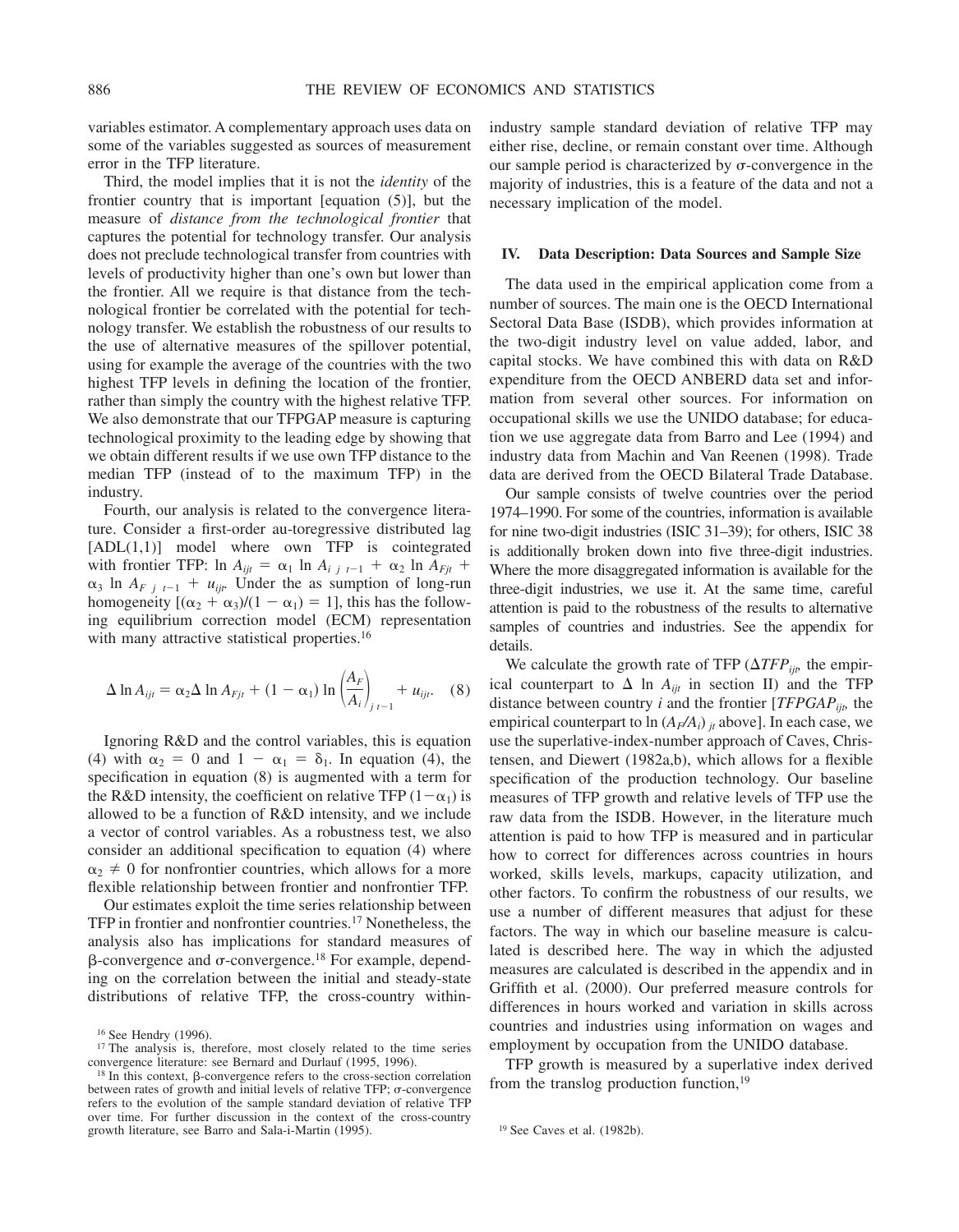variables estimator. A complementary approach uses data on some of the variables suggested as sources of measurement error in the TFP literature.

Third, the model implies that it is not the *identity* of the frontier country that is important [equation (5)], but the measure of *distance from the technological frontier* that captures the potential for technology transfer. Our analysis does not preclude technological transfer from countries with levels of productivity higher than one's own but lower than the frontier. All we require is that distance from the technological frontier be correlated with the potential for technology transfer. We establish the robustness of our results to the use of alternative measures of the spillover potential, using for example the average of the countries with the two highest TFP levels in defining the location of the frontier, rather than simply the country with the highest relative TFP. We also demonstrate that our TFPGAP measure is capturing technological proximity to the leading edge by showing that we obtain different results if we use own TFP distance to the median TFP (instead of to the maximum TFP) in the industry.

Fourth, our analysis is related to the convergence literature. Consider a first-order au-toregressive distributed lag [ADL(1,1)] model where own TFP is cointegrated with frontier TFP: $\ln A_{ijt} = \alpha_1 \ln A_{i\ j\ t-1} + \alpha_2 \ln A_{Fjt} + \alpha_3 \ln A_{F\ j\ t-1} + u_{ijt}$. Under the as sumption of long-run homogeneity $[(\alpha_2 + \alpha_3)/(1 - \alpha_1) = 1]$, this has the following equilibrium correction model (ECM) representation with many attractive statistical properties.[16]

$$\Delta \ln A_{ijt} = \alpha_2 \Delta \ln A_{Fjt} + (1 - \alpha_1) \ln \left(\frac{A_F}{A_i}\right)_{j\ t-1} + u_{ijt}. \quad (8)$$

Ignoring R&D and the control variables, this is equation (4) with $\alpha_2 = 0$ and $1 - \alpha_1 = \delta_1$. In equation (4), the specification in equation (8) is augmented with a term for the R&D intensity, the coefficient on relative TFP $(1-\alpha_1)$ is allowed to be a function of R&D intensity, and we include a vector of control variables. As a robustness test, we also consider an additional specification to equation (4) where $\alpha_2 \neq 0$ for nonfrontier countries, which allows for a more flexible relationship between frontier and nonfrontier TFP.

Our estimates exploit the time series relationship between TFP in frontier and nonfrontier countries.[17] Nonetheless, the analysis also has implications for standard measures of β-convergence and σ-convergence.[18] For example, depending on the correlation between the initial and steady-state distributions of relative TFP, the cross-country within-industry sample standard deviation of relative TFP may either rise, decline, or remain constant over time. Although our sample period is characterized by σ-convergence in the majority of industries, this is a feature of the data and not a necessary implication of the model.

## IV. Data Description: Data Sources and Sample Size

The data used in the empirical application come from a number of sources. The main one is the OECD International Sectoral Data Base (ISDB), which provides information at the two-digit industry level on value added, labor, and capital stocks. We have combined this with data on R&D expenditure from the OECD ANBERD data set and information from several other sources. For information on occupational skills we use the UNIDO database; for education we use aggregate data from Barro and Lee (1994) and industry data from Machin and Van Reenen (1998). Trade data are derived from the OECD Bilateral Trade Database.

Our sample consists of twelve countries over the period 1974–1990. For some of the countries, information is available for nine two-digit industries (ISIC 31–39); for others, ISIC 38 is additionally broken down into five three-digit industries. Where the more disaggregated information is available for the three-digit industries, we use it. At the same time, careful attention is paid to the robustness of the results to alternative samples of countries and industries. See the appendix for details.

We calculate the growth rate of TFP ($\Delta TFP_{ijt}$, the empirical counterpart to $\Delta \ln A_{ijt}$ in section II) and the TFP distance between country $i$ and the frontier [$TFPGAP_{ijt}$, the empirical counterpart to $\ln (A_F/A_i)_{jt}$ above]. In each case, we use the superlative-index-number approach of Caves, Christensen, and Diewert (1982a,b), which allows for a flexible specification of the production technology. Our baseline measures of TFP growth and relative levels of TFP use the raw data from the ISDB. However, in the literature much attention is paid to how TFP is measured and in particular how to correct for differences across countries in hours worked, skills levels, markups, capacity utilization, and other factors. To confirm the robustness of our results, we use a number of different measures that adjust for these factors. The way in which our baseline measure is calculated is described here. The way in which the adjusted measures are calculated is described in the appendix and in Griffith et al. (2000). Our preferred measure controls for differences in hours worked and variation in skills across countries and industries using information on wages and employment by occupation from the UNIDO database.

TFP growth is measured by a superlative index derived from the translog production function,[19]

[16] See Hendry (1996).

[17] The analysis is, therefore, most closely related to the time series convergence literature: see Bernard and Durlauf (1995, 1996).

[18] In this context, β-convergence refers to the cross-section correlation between rates of growth and initial levels of relative TFP; σ-convergence refers to the evolution of the sample standard deviation of relative TFP over time. For further discussion in the context of the cross-country growth literature, see Barro and Sala-i-Martin (1995).

[19] See Caves et al. (1982b).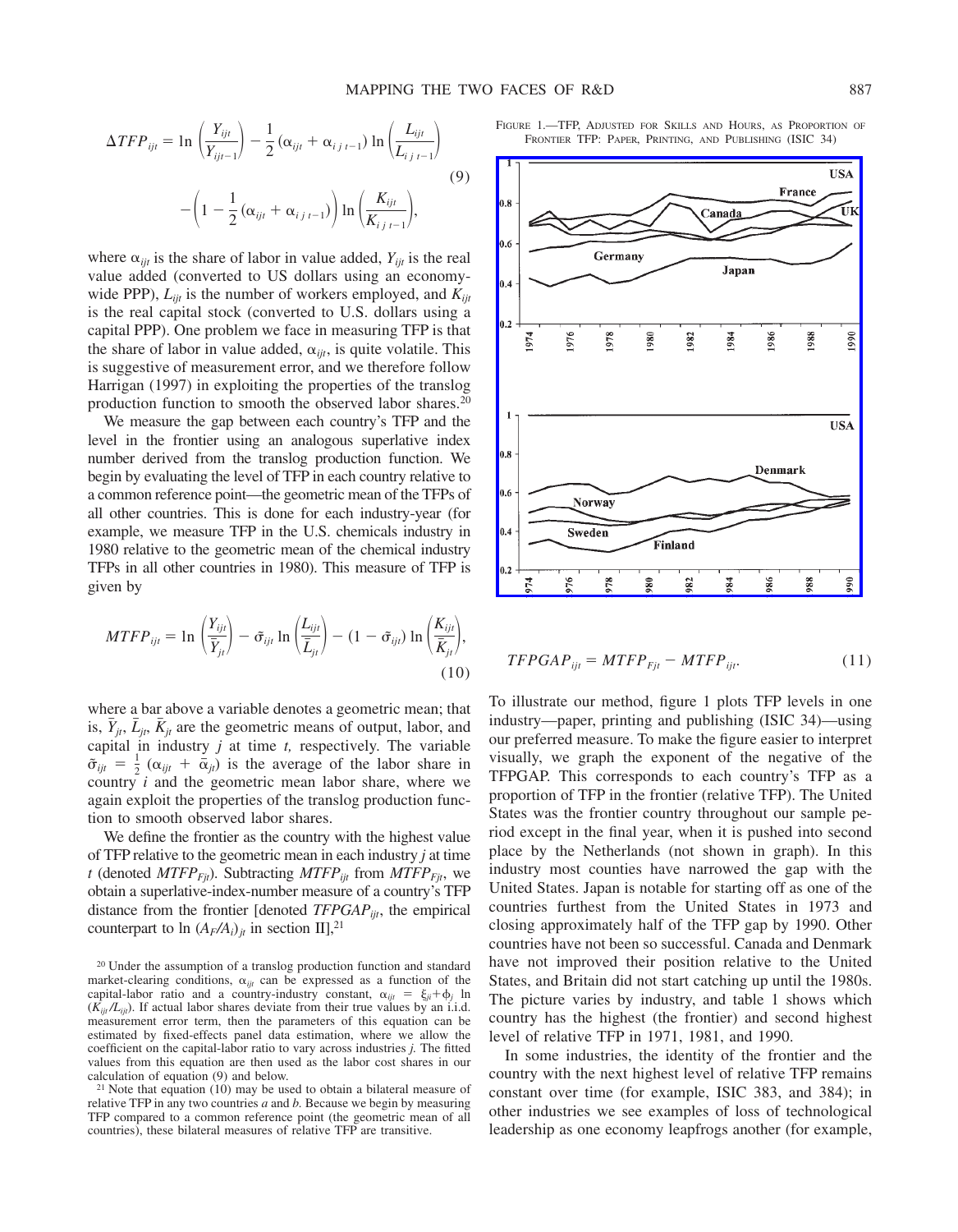$$\Delta TFP_{ijt} = \ln\left(\frac{Y_{ijt}}{Y_{ijt-1}}\right) - \frac{1}{2}(\alpha_{ijt} + \alpha_{i\,j\,t-1})\ln\left(\frac{L_{ijt}}{L_{i\,j\,t-1}}\right) - \left(1 - \frac{1}{2}(\alpha_{ijt} + \alpha_{i\,j\,t-1})\right)\ln\left(\frac{K_{ijt}}{K_{i\,j\,t-1}}\right), \tag{9}$$

where $\alpha_{ijt}$ is the share of labor in value added, $Y_{ijt}$ is the real value added (converted to US dollars using an economy-wide PPP), $L_{ijt}$ is the number of workers employed, and $K_{ijt}$ is the real capital stock (converted to U.S. dollars using a capital PPP). One problem we face in measuring TFP is that the share of labor in value added, $\alpha_{ijt}$, is quite volatile. This is suggestive of measurement error, and we therefore follow Harrigan (1997) in exploiting the properties of the translog production function to smooth the observed labor shares.[20]

We measure the gap between each country's TFP and the level in the frontier using an analogous superlative index number derived from the translog production function. We begin by evaluating the level of TFP in each country relative to a common reference point—the geometric mean of the TFPs of all other countries. This is done for each industry-year (for example, we measure TFP in the U.S. chemicals industry in 1980 relative to the geometric mean of the chemical industry TFPs in all other countries in 1980). This measure of TFP is given by

$$MTFP_{ijt} = \ln\left(\frac{Y_{ijt}}{\bar{Y}_{jt}}\right) - \tilde{\sigma}_{ijt}\ln\left(\frac{L_{ijt}}{\bar{L}_{jt}}\right) - (1 - \tilde{\sigma}_{ijt})\ln\left(\frac{K_{ijt}}{\bar{K}_{jt}}\right), \tag{10}$$

where a bar above a variable denotes a geometric mean; that is, $\bar{Y}_{jt}$, $\bar{L}_{jt}$, $\bar{K}_{jt}$ are the geometric means of output, labor, and capital in industry $j$ at time $t$, respectively. The variable $\tilde{\sigma}_{ijt} = \frac{1}{2}(\alpha_{ijt} + \bar{\alpha}_{jt})$ is the average of the labor share in country $i$ and the geometric mean labor share, where we again exploit the properties of the translog production function to smooth observed labor shares.

We define the frontier as the country with the highest value of TFP relative to the geometric mean in each industry $j$ at time $t$ (denoted $MTFP_{Fjt}$). Subtracting $MTFP_{ijt}$ from $MTFP_{Fjt}$, we obtain a superlative-index-number measure of a country's TFP distance from the frontier [denoted $TFPGAP_{ijt}$, the empirical counterpart to $\ln(A_F/A_i)_{jt}$ in section II],[21]

FIGURE 1.—TFP, ADJUSTED FOR SKILLS AND HOURS, AS PROPORTION OF FRONTIER TFP: PAPER, PRINTING, AND PUBLISHING (ISIC 34)

$$TFPGAP_{ijt} = MTFP_{Fjt} - MTFP_{ijt}. \tag{11}$$

To illustrate our method, figure 1 plots TFP levels in one industry—paper, printing and publishing (ISIC 34)—using our preferred measure. To make the figure easier to interpret visually, we graph the exponent of the negative of the TFPGAP. This corresponds to each country's TFP as a proportion of TFP in the frontier (relative TFP). The United States was the frontier country throughout our sample period except in the final year, when it is pushed into second place by the Netherlands (not shown in graph). In this industry most counties have narrowed the gap with the United States. Japan is notable for starting off as one of the countries furthest from the United States in 1973 and closing approximately half of the TFP gap by 1990. Other countries have not been so successful. Canada and Denmark have not improved their position relative to the United States, and Britain did not start catching up until the 1980s. The picture varies by industry, and table 1 shows which country has the highest (the frontier) and second highest level of relative TFP in 1971, 1981, and 1990.

In some industries, the identity of the frontier and the country with the next highest level of relative TFP remains constant over time (for example, ISIC 383, and 384); in other industries we see examples of loss of technological leadership as one economy leapfrogs another (for example,

[20] Under the assumption of a translog production function and standard market-clearing conditions, $\alpha_{ijt}$ can be expressed as a function of the capital-labor ratio and a country-industry constant, $\alpha_{ijt} = \xi_{ji} + \phi_j \ln(K_{ijt}/L_{ijt})$. If actual labor shares deviate from their true values by an i.i.d. measurement error term, then the parameters of this equation can be estimated by fixed-effects panel data estimation, where we allow the coefficient on the capital-labor ratio to vary across industries $j$. The fitted values from this equation are then used as the labor cost shares in our calculation of equation (9) and below.

[21] Note that equation (10) may be used to obtain a bilateral measure of relative TFP in any two countries $a$ and $b$. Because we begin by measuring TFP compared to a common reference point (the geometric mean of all countries), these bilateral measures of relative TFP are transitive.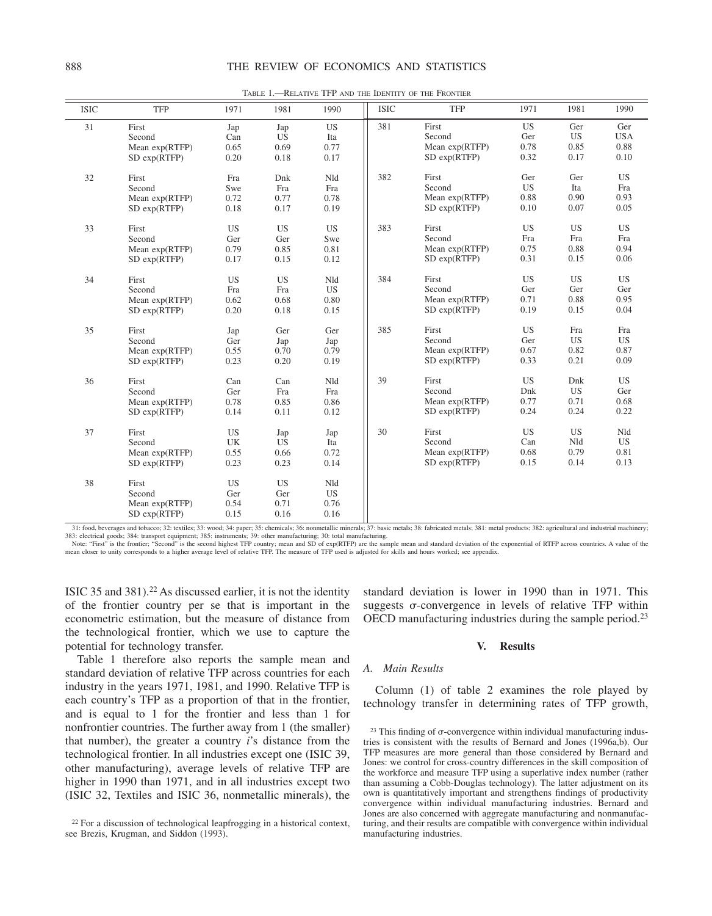TABLE 1.—RELATIVE TFP AND THE IDENTITY OF THE FRONTIER

| ISIC | TFP | 1971 | 1981 | 1990 | ISIC | TFP | 1971 | 1981 | 1990 |
|---|---|---|---|---|---|---|---|---|---|
| 31 | First | Jap | Jap | US | 381 | First | US | Ger | Ger |
| | Second | Can | US | Ita | | Second | Ger | US | USA |
| | Mean exp(RTFP) | 0.65 | 0.69 | 0.77 | | Mean exp(RTFP) | 0.78 | 0.85 | 0.88 |
| | SD exp(RTFP) | 0.20 | 0.18 | 0.17 | | SD exp(RTFP) | 0.32 | 0.17 | 0.10 |
| 32 | First | Fra | Dnk | Nld | 382 | First | Ger | Ger | US |
| | Second | Swe | Fra | Fra | | Second | US | Ita | Fra |
| | Mean exp(RTFP) | 0.72 | 0.77 | 0.78 | | Mean exp(RTFP) | 0.88 | 0.90 | 0.93 |
| | SD exp(RTFP) | 0.18 | 0.17 | 0.19 | | SD exp(RTFP) | 0.10 | 0.07 | 0.05 |
| 33 | First | US | US | US | 383 | First | US | US | US |
| | Second | Ger | Ger | Swe | | Second | Fra | Fra | Fra |
| | Mean exp(RTFP) | 0.79 | 0.85 | 0.81 | | Mean exp(RTFP) | 0.75 | 0.88 | 0.94 |
| | SD exp(RTFP) | 0.17 | 0.15 | 0.12 | | SD exp(RTFP) | 0.31 | 0.15 | 0.06 |
| 34 | First | US | US | Nld | 384 | First | US | US | US |
| | Second | Fra | Fra | US | | Second | Ger | Ger | Ger |
| | Mean exp(RTFP) | 0.62 | 0.68 | 0.80 | | Mean exp(RTFP) | 0.71 | 0.88 | 0.95 |
| | SD exp(RTFP) | 0.20 | 0.18 | 0.15 | | SD exp(RTFP) | 0.19 | 0.15 | 0.04 |
| 35 | First | Jap | Ger | Ger | 385 | First | US | Fra | Fra |
| | Second | Ger | Jap | Jap | | Second | Ger | US | US |
| | Mean exp(RTFP) | 0.55 | 0.70 | 0.79 | | Mean exp(RTFP) | 0.67 | 0.82 | 0.87 |
| | SD exp(RTFP) | 0.23 | 0.20 | 0.19 | | SD exp(RTFP) | 0.33 | 0.21 | 0.09 |
| 36 | First | Can | Can | Nld | 39 | First | US | Dnk | US |
| | Second | Ger | Fra | Fra | | Second | Dnk | US | Ger |
| | Mean exp(RTFP) | 0.78 | 0.85 | 0.86 | | Mean exp(RTFP) | 0.77 | 0.71 | 0.68 |
| | SD exp(RTFP) | 0.14 | 0.11 | 0.12 | | SD exp(RTFP) | 0.24 | 0.24 | 0.22 |
| 37 | First | US | Jap | Jap | 30 | First | US | US | Nld |
| | Second | UK | US | Ita | | Second | Can | Nld | US |
| | Mean exp(RTFP) | 0.55 | 0.66 | 0.72 | | Mean exp(RTFP) | 0.68 | 0.79 | 0.81 |
| | SD exp(RTFP) | 0.23 | 0.23 | 0.14 | | SD exp(RTFP) | 0.15 | 0.14 | 0.13 |
| 38 | First | US | US | Nld | | | | | |
| | Second | Ger | Ger | US | | | | | |
| | Mean exp(RTFP) | 0.54 | 0.71 | 0.76 | | | | | |
| | SD exp(RTFP) | 0.15 | 0.16 | 0.16 | | | | | |

31: food, beverages and tobacco; 32: textiles; 33: wood; 34: paper; 35: chemicals; 36: nonmetallic minerals; 37: basic metals; 38: fabricated metals; 381: metal products; 382: agricultural and industrial machinery; 383: electrical goods; 384: transport equipment; 385: instruments; 39: other manufacturing; 30: total manufacturing.

Note: "First" is the frontier; "Second" is the second highest TFP country; mean and SD of exp(RTFP) are the sample mean and standard deviation of the exponential of RTFP across countries. A value of the mean closer to unity corresponds to a higher average level of relative TFP. The measure of TFP used is adjusted for skills and hours worked; see appendix.

ISIC 35 and 381).[22] As discussed earlier, it is not the identity of the frontier country per se that is important in the econometric estimation, but the measure of distance from the technological frontier, which we use to capture the potential for technology transfer.

Table 1 therefore also reports the sample mean and standard deviation of relative TFP across countries for each industry in the years 1971, 1981, and 1990. Relative TFP is each country's TFP as a proportion of that in the frontier, and is equal to 1 for the frontier and less than 1 for nonfrontier countries. The further away from 1 (the smaller) that number), the greater a country $i$'s distance from the technological frontier. In all industries except one (ISIC 39, other manufacturing), average levels of relative TFP are higher in 1990 than 1971, and in all industries except two (ISIC 32, Textiles and ISIC 36, nonmetallic minerals), the standard deviation is lower in 1990 than in 1971. This suggests $\sigma$-convergence in levels of relative TFP within OECD manufacturing industries during the sample period.[23]

## V. Results

### A. Main Results

Column (1) of table 2 examines the role played by technology transfer in determining rates of TFP growth,

[22] For a discussion of technological leapfrogging in a historical context, see Brezis, Krugman, and Siddon (1993).

[23] This finding of $\sigma$-convergence within individual manufacturing industries is consistent with the results of Bernard and Jones (1996a,b). Our TFP measures are more general than those considered by Bernard and Jones: we control for cross-country differences in the skill composition of the workforce and measure TFP using a superlative index number (rather than assuming a Cobb-Douglas technology). The latter adjustment on its own is quantitatively important and strengthens findings of productivity convergence within individual manufacturing industries. Bernard and Jones are also concerned with aggregate manufacturing and nonmanufacturing, and their results are compatible with convergence within individual manufacturing industries.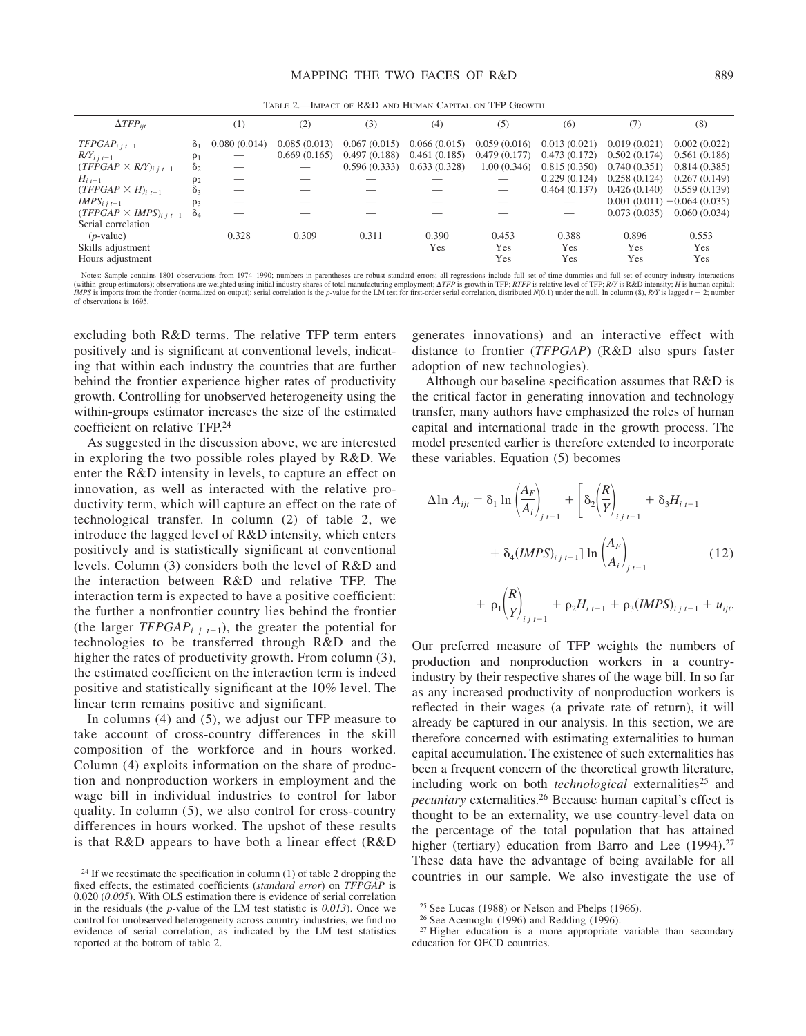TABLE 2.—IMPACT OF R&D AND HUMAN CAPITAL ON TFP GROWTH

| $\Delta TFP_{ijt}$ | | (1) | (2) | (3) | (4) | (5) | (6) | (7) | (8) |
|---|---|---|---|---|---|---|---|---|---|
| $TFPGAP_{i\,j\,t-1}$ | $\delta_1$ | 0.080 (0.014) | 0.085 (0.013) | 0.067 (0.015) | 0.066 (0.015) | 0.059 (0.016) | 0.013 (0.021) | 0.019 (0.021) | 0.002 (0.022) |
| $R/Y_{i\,j\,t-1}$ | $\rho_1$ | — | 0.669 (0.165) | 0.497 (0.188) | 0.461 (0.185) | 0.479 (0.177) | 0.473 (0.172) | 0.502 (0.174) | 0.561 (0.186) |
| $(TFPGAP \times R/Y)_{i\,j\,t-1}$ | $\delta_2$ | — | — | 0.596 (0.333) | 0.633 (0.328) | 1.00 (0.346) | 0.815 (0.350) | 0.740 (0.351) | 0.814 (0.385) |
| $H_{i\,t-1}$ | $\rho_2$ | — | — | — | — | — | 0.229 (0.124) | 0.258 (0.124) | 0.267 (0.149) |
| $(TFPGAP \times H)_{i\,t-1}$ | $\delta_3$ | — | — | — | — | — | 0.464 (0.137) | 0.426 (0.140) | 0.559 (0.139) |
| $IMPS_{i\,j\,t-1}$ | $\rho_3$ | — | — | — | — | — | — | 0.001 (0.011) | −0.064 (0.035) |
| $(TFPGAP \times IMPS)_{i\,j\,t-1}$ | $\delta_4$ | — | — | — | — | — | — | 0.073 (0.035) | 0.060 (0.034) |
| Serial correlation ($p$-value) | | 0.328 | 0.309 | 0.311 | 0.390 | 0.453 | 0.388 | 0.896 | 0.553 |
| Skills adjustment | | | | | Yes | Yes | Yes | Yes | Yes |
| Hours adjustment | | | | | | Yes | Yes | Yes | Yes |

Notes: Sample contains 1801 observations from 1974–1990; numbers in parentheses are robust standard errors; all regressions include full set of time dummies and full set of country-industry interactions (within-group estimators); observations are weighted using initial industry shares of total manufacturing employment; $\Delta TFP$ is growth in TFP; $RTFP$ is relative level of TFP; $R/Y$ is R&D intensity; $H$ is human capital; $IMPS$ is imports from the frontier (normalized on output); serial correlation is the $p$-value for the LM test for first-order serial correlation, distributed $N(0,1)$ under the null. In column (8), $R/Y$ is lagged $t-2$; number of observations is 1695.

excluding both R&D terms. The relative TFP term enters positively and is significant at conventional levels, indicating that within each industry the countries that are further behind the frontier experience higher rates of productivity growth. Controlling for unobserved heterogeneity using the within-groups estimator increases the size of the estimated coefficient on relative TFP.[24]

As suggested in the discussion above, we are interested in exploring the two possible roles played by R&D. We enter the R&D intensity in levels, to capture an effect on innovation, as well as interacted with the relative productivity term, which will capture an effect on the rate of technological transfer. In column (2) of table 2, we introduce the lagged level of R&D intensity, which enters positively and is statistically significant at conventional levels. Column (3) considers both the level of R&D and the interaction between R&D and relative TFP. The interaction term is expected to have a positive coefficient: the further a nonfrontier country lies behind the frontier (the larger $TFPGAP_{i\,j\,t-1}$), the greater the potential for technologies to be transferred through R&D and the higher the rates of productivity growth. From column (3), the estimated coefficient on the interaction term is indeed positive and statistically significant at the 10% level. The linear term remains positive and significant.

In columns (4) and (5), we adjust our TFP measure to take account of cross-country differences in the skill composition of the workforce and in hours worked. Column (4) exploits information on the share of production and nonproduction workers in employment and the wage bill in individual industries to control for labor quality. In column (5), we also control for cross-country differences in hours worked. The upshot of these results is that R&D appears to have both a linear effect (R&D generates innovations) and an interactive effect with distance to frontier ($TFPGAP$) (R&D also spurs faster adoption of new technologies).

Although our baseline specification assumes that R&D is the critical factor in generating innovation and technology transfer, many authors have emphasized the roles of human capital and international trade in the growth process. The model presented earlier is therefore extended to incorporate these variables. Equation (5) becomes

$$\Delta \ln A_{ijt} = \delta_1 \ln\left(\frac{A_F}{A_i}\right)_{j\,t-1} + \left[\delta_2\left(\frac{R}{Y}\right)_{i\,j\,t-1} + \delta_3 H_{i\,t-1} + \delta_4 (IMPS)_{i\,j\,t-1}\right] \ln\left(\frac{A_F}{A_i}\right)_{j\,t-1} + \rho_1\left(\frac{R}{Y}\right)_{i\,j\,t-1} + \rho_2 H_{i\,t-1} + \rho_3 (IMPS)_{i\,j\,t-1} + u_{ijt}. \quad (12)$$

Our preferred measure of TFP weights the numbers of production and nonproduction workers in a country-industry by their respective shares of the wage bill. In so far as any increased productivity of nonproduction workers is reflected in their wages (a private rate of return), it will already be captured in our analysis. In this section, we are therefore concerned with estimating externalities to human capital accumulation. The existence of such externalities has been a frequent concern of the theoretical growth literature, including work on both *technological* externalities[25] and *pecuniary* externalities.[26] Because human capital's effect is thought to be an externality, we use country-level data on the percentage of the total population that has attained higher (tertiary) education from Barro and Lee (1994).[27] These data have the advantage of being available for all countries in our sample. We also investigate the use of

[24] If we reestimate the specification in column (1) of table 2 dropping the fixed effects, the estimated coefficients (*standard error*) on $TFPGAP$ is 0.020 (*0.005*). With OLS estimation there is evidence of serial correlation in the residuals (the $p$-value of the LM test statistic is *0.013*). Once we control for unobserved heterogeneity across country-industries, we find no evidence of serial correlation, as indicated by the LM test statistics reported at the bottom of table 2.

[25] See Lucas (1988) or Nelson and Phelps (1966).

[26] See Acemoglu (1996) and Redding (1996).

[27] Higher education is a more appropriate variable than secondary education for OECD countries.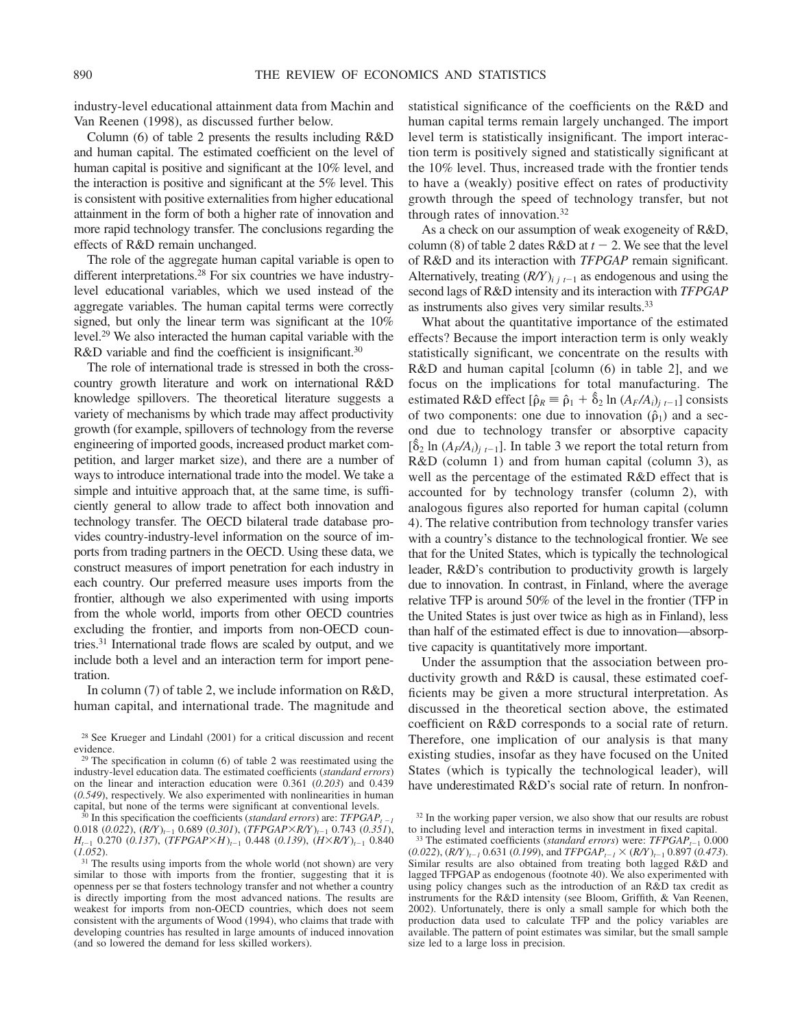industry-level educational attainment data from Machin and Van Reenen (1998), as discussed further below.

Column (6) of table 2 presents the results including R&D and human capital. The estimated coefficient on the level of human capital is positive and significant at the 10% level, and the interaction is positive and significant at the 5% level. This is consistent with positive externalities from higher educational attainment in the form of both a higher rate of innovation and more rapid technology transfer. The conclusions regarding the effects of R&D remain unchanged.

The role of the aggregate human capital variable is open to different interpretations.[28] For six countries we have industry-level educational variables, which we used instead of the aggregate variables. The human capital terms were correctly signed, but only the linear term was significant at the 10% level.[29] We also interacted the human capital variable with the R&D variable and find the coefficient is insignificant.[30]

The role of international trade is stressed in both the cross-country growth literature and work on international R&D knowledge spillovers. The theoretical literature suggests a variety of mechanisms by which trade may affect productivity growth (for example, spillovers of technology from the reverse engineering of imported goods, increased product market competition, and larger market size), and there are a number of ways to introduce international trade into the model. We take a simple and intuitive approach that, at the same time, is sufficiently general to allow trade to affect both innovation and technology transfer. The OECD bilateral trade database provides country-industry-level information on the source of imports from trading partners in the OECD. Using these data, we construct measures of import penetration for each industry in each country. Our preferred measure uses imports from the frontier, although we also experimented with using imports from the whole world, imports from other OECD countries excluding the frontier, and imports from non-OECD countries.[31] International trade flows are scaled by output, and we include both a level and an interaction term for import penetration.

In column (7) of table 2, we include information on R&D, human capital, and international trade. The magnitude and statistical significance of the coefficients on the R&D and human capital terms remain largely unchanged. The import level term is statistically insignificant. The import interaction term is positively signed and statistically significant at the 10% level. Thus, increased trade with the frontier tends to have a (weakly) positive effect on rates of productivity growth through the speed of technology transfer, but not through rates of innovation.[32]

As a check on our assumption of weak exogeneity of R&D, column (8) of table 2 dates R&D at $t - 2$. We see that the level of R&D and its interaction with *TFPGAP* remain significant. Alternatively, treating $(R/Y)_{i\,j\,t-1}$ as endogenous and using the second lags of R&D intensity and its interaction with *TFPGAP* as instruments also gives very similar results.[33]

What about the quantitative importance of the estimated effects? Because the import interaction term is only weakly statistically significant, we concentrate on the results with R&D and human capital [column (6) in table 2], and we focus on the implications for total manufacturing. The estimated R&D effect $[\hat{\rho}_R \equiv \hat{\rho}_1 + \hat{\delta}_2 \ln (A_F/A_i)_{j\,t-1}]$ consists of two components: one due to innovation ($\hat{\rho}_1$) and a second due to technology transfer or absorptive capacity $[\hat{\delta}_2 \ln (A_F/A_i)_{j\,t-1}]$. In table 3 we report the total return from R&D (column 1) and from human capital (column 3), as well as the percentage of the estimated R&D effect that is accounted for by technology transfer (column 2), with analogous figures also reported for human capital (column 4). The relative contribution from technology transfer varies with a country's distance to the technological frontier. We see that for the United States, which is typically the technological leader, R&D's contribution to productivity growth is largely due to innovation. In contrast, in Finland, where the average relative TFP is around 50% of the level in the frontier (TFP in the United States is just over twice as high as in Finland), less than half of the estimated effect is due to innovation—absorptive capacity is quantitatively more important.

Under the assumption that the association between productivity growth and R&D is causal, these estimated coefficients may be given a more structural interpretation. As discussed in the theoretical section above, the estimated coefficient on R&D corresponds to a social rate of return. Therefore, one implication of our analysis is that many existing studies, insofar as they have focused on the United States (which is typically the technological leader), will have underestimated R&D's social rate of return. In nonfron-

[28] See Krueger and Lindahl (2001) for a critical discussion and recent evidence.

[29] The specification in column (6) of table 2 was reestimated using the industry-level education data. The estimated coefficients (*standard errors*) on the linear and interaction education were 0.361 (*0.203*) and 0.439 (*0.549*), respectively. We also experimented with nonlinearities in human capital, but none of the terms were significant at conventional levels.

[30] In this specification the coefficients (*standard errors*) are: $TFPGAP_{t-1}$ 0.018 (*0.022*), $(R/Y)_{t-1}$ 0.689 (*0.301*), $(TFPGAP{\times}R/Y)_{t-1}$ 0.743 (*0.351*), $H_{t-1}$ 0.270 (*0.137*), $(TFPGAP{\times}H)_{t-1}$ 0.448 (*0.139*), $(H{\times}R/Y)_{t-1}$ 0.840 (*1.052*).

[31] The results using imports from the whole world (not shown) are very similar to those with imports from the frontier, suggesting that it is openness per se that fosters technology transfer and not whether a country is directly importing from the most advanced nations. The results are weakest for imports from non-OECD countries, which does not seem consistent with the arguments of Wood (1994), who claims that trade with developing countries has resulted in large amounts of induced innovation (and so lowered the demand for less skilled workers).

[32] In the working paper version, we also show that our results are robust to including level and interaction terms in investment in fixed capital.

[33] The estimated coefficients (*standard errors*) were: $TFPGAP_{t-1}$ 0.000 (*0.022*), $(R/Y)_{t-1}$ 0.631 (*0.199*), and $TFPGAP_{t-1} \times (R/Y)_{t-1}$ 0.897 (*0.473*). Similar results are also obtained from treating both lagged R&D and lagged TFPGAP as endogenous (footnote 40). We also experimented with using policy changes such as the introduction of an R&D tax credit as instruments for the R&D intensity (see Bloom, Griffith, & Van Reenen, 2002). Unfortunately, there is only a small sample for which both the production data used to calculate TFP and the policy variables are available. The pattern of point estimates was similar, but the small sample size led to a large loss in precision.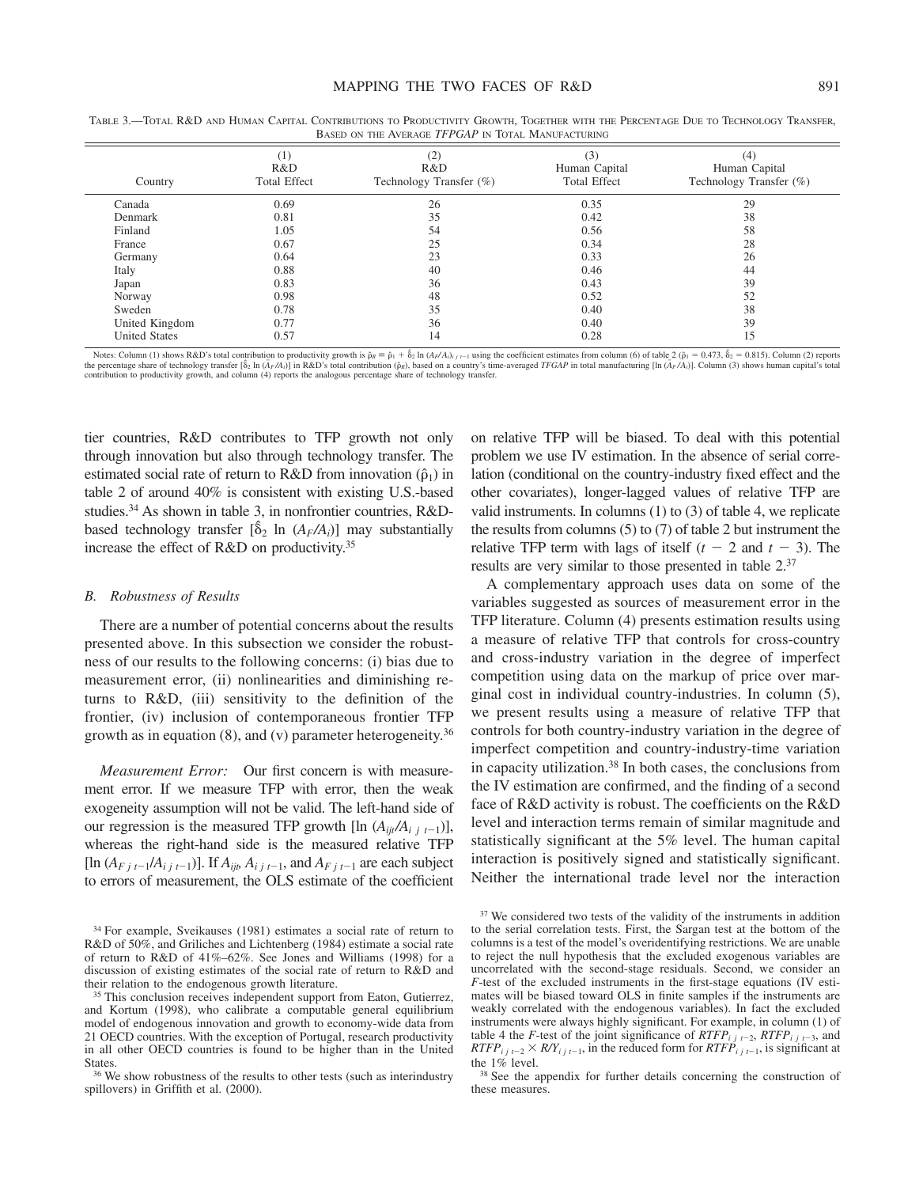TABLE 3.—TOTAL R&D AND HUMAN CAPITAL CONTRIBUTIONS TO PRODUCTIVITY GROWTH, TOGETHER WITH THE PERCENTAGE DUE TO TECHNOLOGY TRANSFER, BASED ON THE AVERAGE *TFPGAP* IN TOTAL MANUFACTURING

| Country | (1) R&D Total Effect | (2) R&D Technology Transfer (%) | (3) Human Capital Total Effect | (4) Human Capital Technology Transfer (%) |
|---|---|---|---|---|
| Canada | 0.69 | 26 | 0.35 | 29 |
| Denmark | 0.81 | 35 | 0.42 | 38 |
| Finland | 1.05 | 54 | 0.56 | 58 |
| France | 0.67 | 25 | 0.34 | 28 |
| Germany | 0.64 | 23 | 0.33 | 26 |
| Italy | 0.88 | 40 | 0.46 | 44 |
| Japan | 0.83 | 36 | 0.43 | 39 |
| Norway | 0.98 | 48 | 0.52 | 52 |
| Sweden | 0.78 | 35 | 0.40 | 38 |
| United Kingdom | 0.77 | 36 | 0.40 | 39 |
| United States | 0.57 | 14 | 0.28 | 15 |

Notes: Column (1) shows R&D's total contribution to productivity growth is $\hat{\rho}_R \equiv \hat{\rho}_1 + \hat{\delta}_2 \ln (A_F/A_i)_{i\,j\,t-1}$ using the coefficient estimates from column (6) of table 2 ($\hat{\rho}_1 = 0.473$, $\hat{\delta}_2 = 0.815$). Column (2) reports the percentage share of technology transfer [$\hat{\delta}_2 \ln (A_F/A_i)$] in R&D's total contribution ($\hat{\rho}_R$), based on a country's time-averaged *TFGAP* in total manufacturing [$\ln (A_F/A_i)$]. Column (3) shows human capital's total contribution to productivity growth, and column (4) reports the analogous percentage share of technology transfer.

tier countries, R&D contributes to TFP growth not only through innovation but also through technology transfer. The estimated social rate of return to R&D from innovation ($\hat{\rho}_1$) in table 2 of around 40% is consistent with existing U.S.-based studies.[34] As shown in table 3, in nonfrontier countries, R&D-based technology transfer [$\hat{\delta}_2 \ln (A_F/A_i)$] may substantially increase the effect of R&D on productivity.[35]

### B. Robustness of Results

There are a number of potential concerns about the results presented above. In this subsection we consider the robustness of our results to the following concerns: (i) bias due to measurement error, (ii) nonlinearities and diminishing returns to R&D, (iii) sensitivity to the definition of the frontier, (iv) inclusion of contemporaneous frontier TFP growth as in equation (8), and (v) parameter heterogeneity.[36]

*Measurement Error:* Our first concern is with measurement error. If we measure TFP with error, then the weak exogeneity assumption will not be valid. The left-hand side of our regression is the measured TFP growth [$\ln (A_{ijt}/A_{i\,j\,t-1})$], whereas the right-hand side is the measured relative TFP [$\ln (A_{F\,j\,t-1}/A_{i\,j\,t-1})$]. If $A_{ijt}$, $A_{i\,j\,t-1}$, and $A_{F\,j\,t-1}$ are each subject to errors of measurement, the OLS estimate of the coefficient on relative TFP will be biased. To deal with this potential problem we use IV estimation. In the absence of serial correlation (conditional on the country-industry fixed effect and the other covariates), longer-lagged values of relative TFP are valid instruments. In columns (1) to (3) of table 4, we replicate the results from columns (5) to (7) of table 2 but instrument the relative TFP term with lags of itself ($t - 2$ and $t - 3$). The results are very similar to those presented in table 2.[37]

A complementary approach uses data on some of the variables suggested as sources of measurement error in the TFP literature. Column (4) presents estimation results using a measure of relative TFP that controls for cross-country and cross-industry variation in the degree of imperfect competition using data on the markup of price over marginal cost in individual country-industries. In column (5), we present results using a measure of relative TFP that controls for both country-industry variation in the degree of imperfect competition and country-industry-time variation in capacity utilization.[38] In both cases, the conclusions from the IV estimation are confirmed, and the finding of a second face of R&D activity is robust. The coefficients on the R&D level and interaction terms remain of similar magnitude and statistically significant at the 5% level. The human capital interaction is positively signed and statistically significant. Neither the international trade level nor the interaction

[34] For example, Sveikauses (1981) estimates a social rate of return to R&D of 50%, and Griliches and Lichtenberg (1984) estimate a social rate of return to R&D of 41%–62%. See Jones and Williams (1998) for a discussion of existing estimates of the social rate of return to R&D and their relation to the endogenous growth literature.

[35] This conclusion receives independent support from Eaton, Gutierrez, and Kortum (1998), who calibrate a computable general equilibrium model of endogenous innovation and growth to economy-wide data from 21 OECD countries. With the exception of Portugal, research productivity in all other OECD countries is found to be higher than in the United States.

[36] We show robustness of the results to other tests (such as interindustry spillovers) in Griffith et al. (2000).

[37] We considered two tests of the validity of the instruments in addition to the serial correlation tests. First, the Sargan test at the bottom of the columns is a test of the model's overidentifying restrictions. We are unable to reject the null hypothesis that the excluded exogenous variables are uncorrelated with the second-stage residuals. Second, we consider an $F$-test of the excluded instruments in the first-stage equations (IV estimates will be biased toward OLS in finite samples if the instruments are weakly correlated with the endogenous variables). In fact the excluded instruments were always highly significant. For example, in column (1) of table 4 the $F$-test of the joint significance of $RTFP_{i\,j\,t-2}$, $RTFP_{i\,j\,t-3}$, and $RTFP_{i\,j\,t-2} \times R/Y_{i\,j\,t-1}$, in the reduced form for $RTFP_{i\,j\,t-1}$, is significant at the 1% level.

[38] See the appendix for further details concerning the construction of these measures.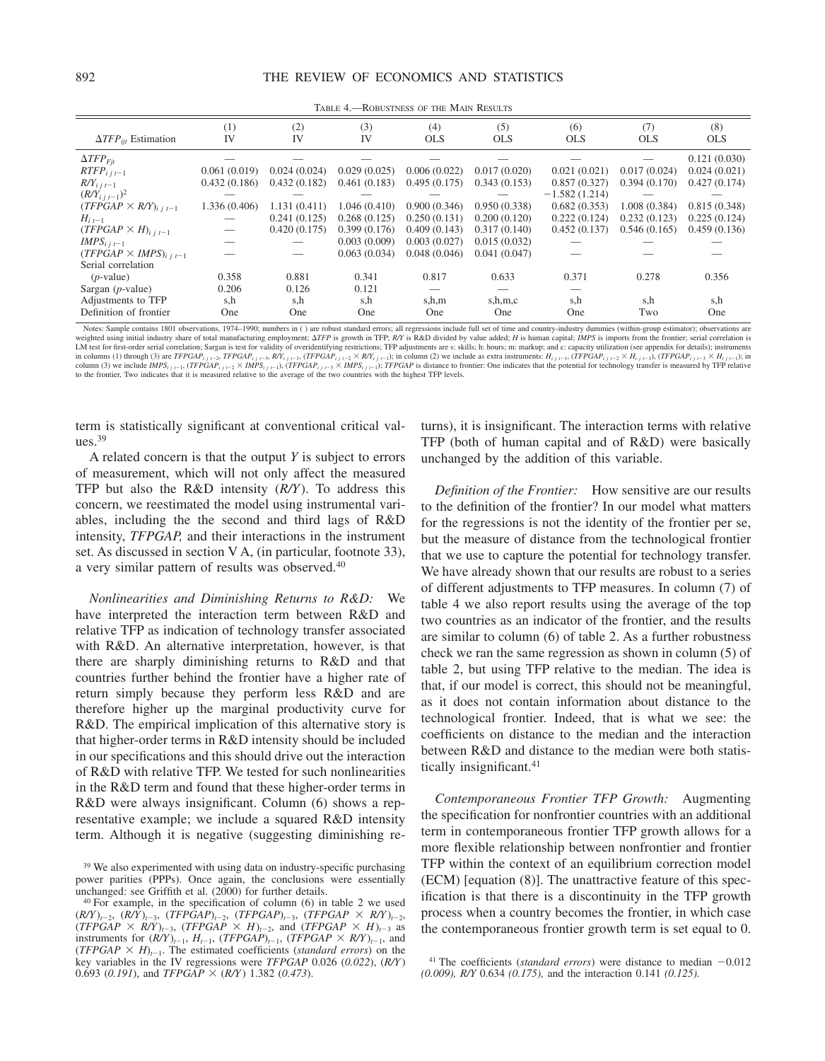TABLE 4.—ROBUSTNESS OF THE MAIN RESULTS

| $\Delta TFP_{ijt}$ Estimation | (1) IV | (2) IV | (3) IV | (4) OLS | (5) OLS | (6) OLS | (7) OLS | (8) OLS |
|---|---|---|---|---|---|---|---|---|
| $\Delta TFP_{Fjt}$ | — | — | — | — | — | — | — | 0.121 (0.030) |
| $RTFP_{i\,j\,t-1}$ | 0.061 (0.019) | 0.024 (0.024) | 0.029 (0.025) | 0.006 (0.022) | 0.017 (0.020) | 0.021 (0.021) | 0.017 (0.024) | 0.024 (0.021) |
| $R/Y_{i\,j\,t-1}$ | 0.432 (0.186) | 0.432 (0.182) | 0.461 (0.183) | 0.495 (0.175) | 0.343 (0.153) | 0.857 (0.327) | 0.394 (0.170) | 0.427 (0.174) |
| $(R/Y_{i\,j\,t-1})^2$ | — | — | — | — | — | −1.582 (1.214) | — | — |
| $(TFPGAP \times R/Y)_{i\,j\,t-1}$ | 1.336 (0.406) | 1.131 (0.411) | 1.046 (0.410) | 0.900 (0.346) | 0.950 (0.338) | 0.682 (0.353) | 1.008 (0.384) | 0.815 (0.348) |
| $H_{i\,t-1}$ | — | 0.241 (0.125) | 0.268 (0.125) | 0.250 (0.131) | 0.200 (0.120) | 0.222 (0.124) | 0.232 (0.123) | 0.225 (0.124) |
| $(TFPGAP \times H)_{i\,j\,t-1}$ | — | 0.420 (0.175) | 0.399 (0.176) | 0.409 (0.143) | 0.317 (0.140) | 0.452 (0.137) | 0.546 (0.165) | 0.459 (0.136) |
| $IMPS_{i\,j\,t-1}$ | — | — | 0.003 (0.009) | 0.003 (0.027) | 0.015 (0.032) | — | — | — |
| $(TFPGAP \times IMPS)_{i\,j\,t-1}$ | — | — | 0.063 (0.034) | 0.048 (0.046) | 0.041 (0.047) | — | — | — |
| Serial correlation ($p$-value) | 0.358 | 0.881 | 0.341 | 0.817 | 0.633 | 0.371 | 0.278 | 0.356 |
| Sargan ($p$-value) | 0.206 | 0.126 | 0.121 | — | — | — | | |
| Adjustments to TFP | s,h | s,h | s,h | s,h,m | s,h,m,c | s,h | s,h | s,h |
| Definition of frontier | One | One | One | One | One | One | Two | One |

Notes: Sample contains 1801 observations, 1974–1990; numbers in ( ) are robust standard errors; all regressions include full set of time and country-industry dummies (within-group estimator); observations are weighted using initial industry share of total manufacturing employment; $\Delta TFP$ is growth in TFP; $R/Y$ is R&D divided by value added; $H$ is human capital; $IMPS$ is imports from the frontier; serial correlation is LM test for first-order serial correlation; Sargan is test for validity of overidentifying restrictions; TFP adjustments are s: skills; h: hours; m: markup; and c: capacity utilization (see appendix for details); instruments in columns (1) through (3) are $TFPGAP_{i\,j\,t-2}$, $TFPGAP_{i\,j\,t-3}$, $R/Y_{i\,j\,t-1}$, $(TFPGAP_{i\,j\,t-2} \times R/Y_{i\,j\,t-1})$; in column (2) we include as extra instruments: $H_{i\,j\,t-1}$, $(TFPGAP_{i\,j\,t-2} \times H_{i\,j\,t-1})$, $(TFPGAP_{i\,j\,t-3} \times H_{i\,j\,t-1})$; in column (3) we include $IMPS_{i\,j\,t-1}$, $(TFPGAP_{i\,j\,t-2} \times IMPS_{i\,j\,t-1})$, $(TFPGAP_{i\,j\,t-3} \times IMPS_{i\,j\,t-1})$; $TFPGAP$ is distance to frontier: One indicates that the potential for technology transfer is measured by TFP relative to the frontier, Two indicates that it is measured relative to the average of the two countries with the highest TFP levels.

term is statistically significant at conventional critical values.[39]

A related concern is that the output $Y$ is subject to errors of measurement, which will not only affect the measured TFP but also the R&D intensity ($R/Y$). To address this concern, we reestimated the model using instrumental variables, including the the second and third lags of R&D intensity, *TFPGAP,* and their interactions in the instrument set. As discussed in section V A, (in particular, footnote 33), a very similar pattern of results was observed.[40]

*Nonlinearities and Diminishing Returns to R&D:* We have interpreted the interaction term between R&D and relative TFP as indication of technology transfer associated with R&D. An alternative interpretation, however, is that there are sharply diminishing returns to R&D and that countries further behind the frontier have a higher rate of return simply because they perform less R&D and are therefore higher up the marginal productivity curve for R&D. The empirical implication of this alternative story is that higher-order terms in R&D intensity should be included in our specifications and this should drive out the interaction of R&D with relative TFP. We tested for such nonlinearities in the R&D term and found that these higher-order terms in R&D were always insignificant. Column (6) shows a representative example; we include a squared R&D intensity term. Although it is negative (suggesting diminishing returns), it is insignificant. The interaction terms with relative TFP (both of human capital and of R&D) were basically unchanged by the addition of this variable.

*Definition of the Frontier:* How sensitive are our results to the definition of the frontier? In our model what matters for the regressions is not the identity of the frontier per se, but the measure of distance from the technological frontier that we use to capture the potential for technology transfer. We have already shown that our results are robust to a series of different adjustments to TFP measures. In column (7) of table 4 we also report results using the average of the top two countries as an indicator of the frontier, and the results are similar to column (6) of table 2. As a further robustness check we ran the same regression as shown in column (5) of table 2, but using TFP relative to the median. The idea is that, if our model is correct, this should not be meaningful, as it does not contain information about distance to the technological frontier. Indeed, that is what we see: the coefficients on distance to the median and the interaction between R&D and distance to the median were both statistically insignificant.[41]

*Contemporaneous Frontier TFP Growth:* Augmenting the specification for nonfrontier countries with an additional term in contemporaneous frontier TFP growth allows for a more flexible relationship between nonfrontier and frontier TFP within the context of an equilibrium correction model (ECM) [equation (8)]. The unattractive feature of this specification is that there is a discontinuity in the TFP growth process when a country becomes the frontier, in which case the contemporaneous frontier growth term is set equal to 0.

[39] We also experimented with using data on industry-specific purchasing power parities (PPPs). Once again, the conclusions were essentially unchanged: see Griffith et al. (2000) for further details.

[40] For example, in the specification of column (6) in table 2 we used $(R/Y)_{t-2}$, $(R/Y)_{t-3}$, $(TFPGAP)_{t-2}$, $(TFPGAP)_{t-3}$, $(TFPGAP \times R/Y)_{t-2}$, $(TFPGAP \times R/Y)_{t-3}$, $(TFPGAP \times H)_{t-2}$, and $(TFPGAP \times H)_{t-3}$ as instruments for $(R/Y)_{t-1}$, $H_{t-1}$, $(TFPGAP)_{t-1}$, $(TFPGAP \times R/Y)_{t-1}$, and $(TFPGAP \times H)_{t-1}$. The estimated coefficients (*standard errors*) on the key variables in the IV regressions were *TFPGAP* 0.026 (*0.022*), $(R/Y)$ 0.693 (*0.191*), and $TFPGAP \times (R/Y)$ 1.382 (*0.473*).

[41] The coefficients (*standard errors*) were distance to median −0.012 *(0.009),* $R/Y$ 0.634 *(0.175),* and the interaction 0.141 *(0.125).*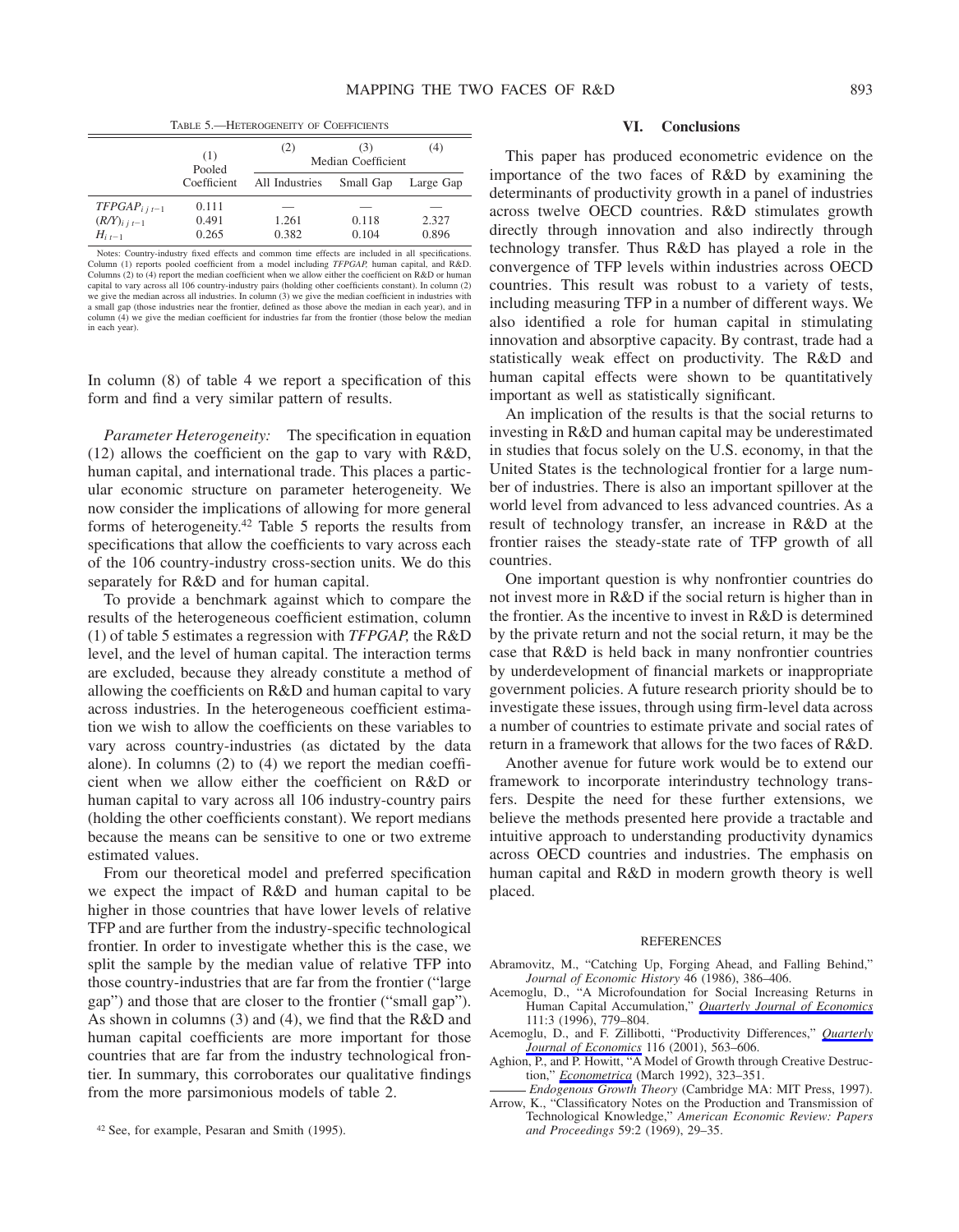TABLE 5.—HETEROGENEITY OF COEFFICIENTS

| | (1) Pooled Coefficient | (2) | (3) Median Coefficient | (4) |
|---|---|---|---|---|
| | | All Industries | Small Gap | Large Gap |
| $TFPGAP_{i\,j\,t-1}$ | 0.111 | — | — | — |
| $(R/Y)_{i\,j\,t-1}$ | 0.491 | 1.261 | 0.118 | 2.327 |
| $H_{i\,t-1}$ | 0.265 | 0.382 | 0.104 | 0.896 |

Notes: Country-industry fixed effects and common time effects are included in all specifications. Column (1) reports pooled coefficient from a model including *TFPGAP,* human capital, and R&D. Columns (2) to (4) report the median coefficient when we allow either the coefficient on R&D or human capital to vary across all 106 country-industry pairs (holding other coefficients constant). In column (2) we give the median across all industries. In column (3) we give the median coefficient in industries with a small gap (those industries near the frontier, defined as those above the median in each year), and in column (4) we give the median coefficient for industries far from the frontier (those below the median in each year).

In column (8) of table 4 we report a specification of this form and find a very similar pattern of results.

*Parameter Heterogeneity:* The specification in equation (12) allows the coefficient on the gap to vary with R&D, human capital, and international trade. This places a particular economic structure on parameter heterogeneity. We now consider the implications of allowing for more general forms of heterogeneity.[42] Table 5 reports the results from specifications that allow the coefficients to vary across each of the 106 country-industry cross-section units. We do this separately for R&D and for human capital.

To provide a benchmark against which to compare the results of the heterogeneous coefficient estimation, column (1) of table 5 estimates a regression with *TFPGAP,* the R&D level, and the level of human capital. The interaction terms are excluded, because they already constitute a method of allowing the coefficients on R&D and human capital to vary across industries. In the heterogeneous coefficient estimation we wish to allow the coefficients on these variables to vary across country-industries (as dictated by the data alone). In columns (2) to (4) we report the median coefficient when we allow either the coefficient on R&D or human capital to vary across all 106 industry-country pairs (holding the other coefficients constant). We report medians because the means can be sensitive to one or two extreme estimated values.

From our theoretical model and preferred specification we expect the impact of R&D and human capital to be higher in those countries that have lower levels of relative TFP and are further from the industry-specific technological frontier. In order to investigate whether this is the case, we split the sample by the median value of relative TFP into those country-industries that are far from the frontier ("large gap") and those that are closer to the frontier ("small gap"). As shown in columns (3) and (4), we find that the R&D and human capital coefficients are more important for those countries that are far from the industry technological frontier. In summary, this corroborates our qualitative findings from the more parsimonious models of table 2.

[42] See, for example, Pesaran and Smith (1995).

## VI. Conclusions

This paper has produced econometric evidence on the importance of the two faces of R&D by examining the determinants of productivity growth in a panel of industries across twelve OECD countries. R&D stimulates growth directly through innovation and also indirectly through technology transfer. Thus R&D has played a role in the convergence of TFP levels within industries across OECD countries. This result was robust to a variety of tests, including measuring TFP in a number of different ways. We also identified a role for human capital in stimulating innovation and absorptive capacity. By contrast, trade had a statistically weak effect on productivity. The R&D and human capital effects were shown to be quantitatively important as well as statistically significant.

An implication of the results is that the social returns to investing in R&D and human capital may be underestimated in studies that focus solely on the U.S. economy, in that the United States is the technological frontier for a large number of industries. There is also an important spillover at the world level from advanced to less advanced countries. As a result of technology transfer, an increase in R&D at the frontier raises the steady-state rate of TFP growth of all countries.

One important question is why nonfrontier countries do not invest more in R&D if the social return is higher than in the frontier. As the incentive to invest in R&D is determined by the private return and not the social return, it may be the case that R&D is held back in many nonfrontier countries by underdevelopment of financial markets or inappropriate government policies. A future research priority should be to investigate these issues, through using firm-level data across a number of countries to estimate private and social rates of return in a framework that allows for the two faces of R&D.

Another avenue for future work would be to extend our framework to incorporate interindustry technology transfers. Despite the need for these further extensions, we believe the methods presented here provide a tractable and intuitive approach to understanding productivity dynamics across OECD countries and industries. The emphasis on human capital and R&D in modern growth theory is well placed.

REFERENCES

Abramovitz, M., "Catching Up, Forging Ahead, and Falling Behind," *Journal of Economic History* 46 (1986), 386–406.

Acemoglu, D., "A Microfoundation for Social Increasing Returns in Human Capital Accumulation," *Quarterly Journal of Economics* 111:3 (1996), 779–804.

Acemoglu, D., and F. Zillibotti, "Productivity Differences," *Quarterly Journal of Economics* 116 (2001), 563–606.

Aghion, P., and P. Howitt, "A Model of Growth through Creative Destruction," *Econometrica* (March 1992), 323–351.

——— *Endogenous Growth Theory* (Cambridge MA: MIT Press, 1997).

Arrow, K., "Classificatory Notes on the Production and Transmission of Technological Knowledge," *American Economic Review: Papers and Proceedings* 59:2 (1969), 29–35.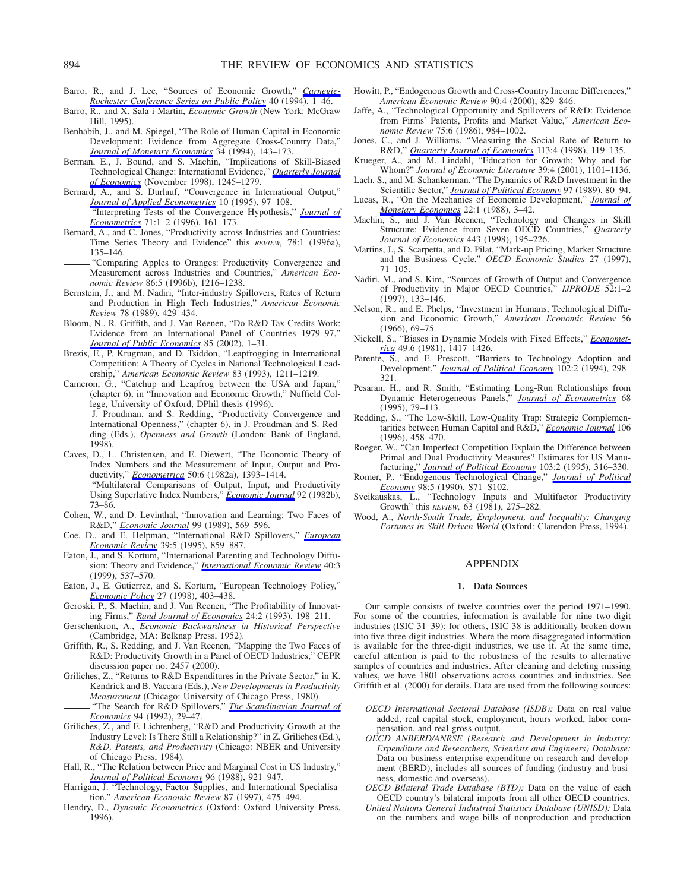Barro, R., and J. Lee, "Sources of Economic Growth," *Carnegie-Rochester Conference Series on Public Policy* 40 (1994), 1–46.

Barro, R., and X. Sala-i-Martin, *Economic Growth* (New York: McGraw Hill, 1995).

Benhabib, J., and M. Spiegel, "The Role of Human Capital in Economic Development: Evidence from Aggregate Cross-Country Data," *Journal of Monetary Economics* 34 (1994), 143–173.

Berman, E., J. Bound, and S. Machin, "Implications of Skill-Biased Technological Change: International Evidence," *Quarterly Journal of Economics* (November 1998), 1245–1279.

Bernard, A., and S. Durlauf, "Convergence in International Output," *Journal of Applied Econometrics* 10 (1995), 97–108.

——— "Interpreting Tests of the Convergence Hypothesis," *Journal of Econometrics* 71:1–2 (1996), 161–173.

Bernard, A., and C. Jones, "Productivity across Industries and Countries: Time Series Theory and Evidence" this REVIEW, 78:1 (1996a), 135–146.

——— "Comparing Apples to Oranges: Productivity Convergence and Measurement across Industries and Countries," *American Economic Review* 86:5 (1996b), 1216–1238.

Bernstein, J., and M. Nadiri, "Inter-industry Spillovers, Rates of Return and Production in High Tech Industries," *American Economic Review* 78 (1989), 429–434.

Bloom, N., R. Griffith, and J. Van Reenen, "Do R&D Tax Credits Work: Evidence from an International Panel of Countries 1979–97," *Journal of Public Economics* 85 (2002), 1–31.

Brezis, E., P. Krugman, and D. Tsiddon, "Leapfrogging in International Competition: A Theory of Cycles in National Technological Leadership," *American Economic Review* 83 (1993), 1211–1219.

Cameron, G., "Catchup and Leapfrog between the USA and Japan," (chapter 6), in "Innovation and Economic Growth," Nuffield College, University of Oxford, DPhil thesis (1996).

——— J. Proudman, and S. Redding, "Productivity Convergence and International Openness," (chapter 6), in J. Proudman and S. Redding (Eds.), *Openness and Growth* (London: Bank of England, 1998).

Caves, D., L. Christensen, and E. Diewert, "The Economic Theory of Index Numbers and the Measurement of Input, Output and Productivity," *Econometrica* 50:6 (1982a), 1393–1414.

——— "Multilateral Comparisons of Output, Input, and Productivity Using Superlative Index Numbers," *Economic Journal* 92 (1982b), 73–86.

Cohen, W., and D. Levinthal, "Innovation and Learning: Two Faces of R&D," *Economic Journal* 99 (1989), 569–596.

Coe, D., and E. Helpman, "International R&D Spillovers," *European Economic Review* 39:5 (1995), 859–887.

Eaton, J., and S. Kortum, "International Patenting and Technology Diffusion: Theory and Evidence," *International Economic Review* 40:3 (1999), 537–570.

Eaton, J., E. Gutierrez, and S. Kortum, "European Technology Policy," *Economic Policy* 27 (1998), 403–438.

Geroski, P., S. Machin, and J. Van Reenen, "The Profitability of Innovating Firms," *Rand Journal of Economics* 24:2 (1993), 198–211.

Gerschenkron, A., *Economic Backwardness in Historical Perspective* (Cambridge, MA: Belknap Press, 1952).

Griffith, R., S. Redding, and J. Van Reenen, "Mapping the Two Faces of R&D: Productivity Growth in a Panel of OECD Industries," CEPR discussion paper no. 2457 (2000).

Griliches, Z., "Returns to R&D Expenditures in the Private Sector," in K. Kendrick and B. Vaccara (Eds.), *New Developments in Productivity Measurement* (Chicago: University of Chicago Press, 1980).

——— "The Search for R&D Spillovers," *The Scandinavian Journal of Economics* 94 (1992), 29–47.

Griliches, Z., and F. Lichtenberg, "R&D and Productivity Growth at the Industry Level: Is There Still a Relationship?" in Z. Griliches (Ed.), *R&D, Patents, and Productivity* (Chicago: NBER and University of Chicago Press, 1984).

Hall, R., "The Relation between Price and Marginal Cost in US Industry," *Journal of Political Economy* 96 (1988), 921–947.

Harrigan, J. "Technology, Factor Supplies, and International Specialisation," *American Economic Review* 87 (1997), 475–494.

Hendry, D., *Dynamic Econometrics* (Oxford: Oxford University Press, 1996).

Howitt, P., "Endogenous Growth and Cross-Country Income Differences," *American Economic Review* 90:4 (2000), 829–846.

Jaffe, A., "Technological Opportunity and Spillovers of R&D: Evidence from Firms' Patents, Profits and Market Value," *American Economic Review* 75:6 (1986), 984–1002.

Jones, C., and J. Williams, "Measuring the Social Rate of Return to R&D," *Quarterly Journal of Economics* 113:4 (1998), 119–135.

Krueger, A., and M. Lindahl, "Education for Growth: Why and for Whom?" *Journal of Economic Literature* 39:4 (2001), 1101–1136.

Lach, S., and M. Schankerman, "The Dynamics of R&D Investment in the Scientific Sector," *Journal of Political Economy* 97 (1989), 80–94.

Lucas, R., "On the Mechanics of Economic Development," *Journal of Monetary Economics* 22:1 (1988), 3–42.

Machin, S., and J. Van Reenen, "Technology and Changes in Skill Structure: Evidence from Seven OECD Countries," *Quarterly Journal of Economics* 443 (1998), 195–226.

Martins, J., S. Scarpetta, and D. Pilat, "Mark-up Pricing, Market Structure and the Business Cycle," *OECD Economic Studies* 27 (1997), 71–105.

Nadiri, M., and S. Kim, "Sources of Growth of Output and Convergence of Productivity in Major OECD Countries," *IJPRODE* 52:1–2 (1997), 133–146.

Nelson, R., and E. Phelps, "Investment in Humans, Technological Diffusion and Economic Growth," *American Economic Review* 56 (1966), 69–75.

Nickell, S., "Biases in Dynamic Models with Fixed Effects," *Econometrica* 49:6 (1981), 1417–1426.

Parente, S., and E. Prescott, "Barriers to Technology Adoption and Development," *Journal of Political Economy* 102:2 (1994), 298–321.

Pesaran, H., and R. Smith, "Estimating Long-Run Relationships from Dynamic Heterogeneous Panels," *Journal of Econometrics* 68 (1995), 79–113.

Redding, S., "The Low-Skill, Low-Quality Trap: Strategic Complementarities between Human Capital and R&D," *Economic Journal* 106 (1996), 458–470.

Roeger, W., "Can Imperfect Competition Explain the Difference between Primal and Dual Productivity Measures? Estimates for US Manufacturing," *Journal of Political Economy* 103:2 (1995), 316–330.

Romer, P., "Endogenous Technological Change," *Journal of Political Economy* 98:5 (1990), S71–S102.

Sveikauskas, L., "Technology Inputs and Multifactor Productivity Growth" this REVIEW, 63 (1981), 275–282.

Wood, A., *North-South Trade, Employment, and Inequality: Changing Fortunes in Skill-Driven World* (Oxford: Clarendon Press, 1994).

## APPENDIX

### 1. Data Sources

Our sample consists of twelve countries over the period 1971–1990. For some of the countries, information is available for nine two-digit industries (ISIC 31–39); for others, ISIC 38 is additionally broken down into five three-digit industries. Where the more disaggregated information is available for the three-digit industries, we use it. At the same time, careful attention is paid to the robustness of the results to alternative samples of countries and industries. After cleaning and deleting missing values, we have 1801 observations across countries and industries. See Griffith et al. (2000) for details. Data are used from the following sources:

*OECD International Sectoral Database (ISDB):* Data on real value added, real capital stock, employment, hours worked, labor compensation, and real gross output.

*OECD ANBERD/ANRSE (Research and Development in Industry: Expenditure and Researchers, Scientists and Engineers) Database:* Data on business enterprise expenditure on research and development (BERD), includes all sources of funding (industry and business, domestic and overseas).

*OECD Bilateral Trade Database (BTD):* Data on the value of each OECD country's bilateral imports from all other OECD countries.

*United Nations General Industrial Statistics Database (UNISD):* Data on the numbers and wage bills of nonproduction and production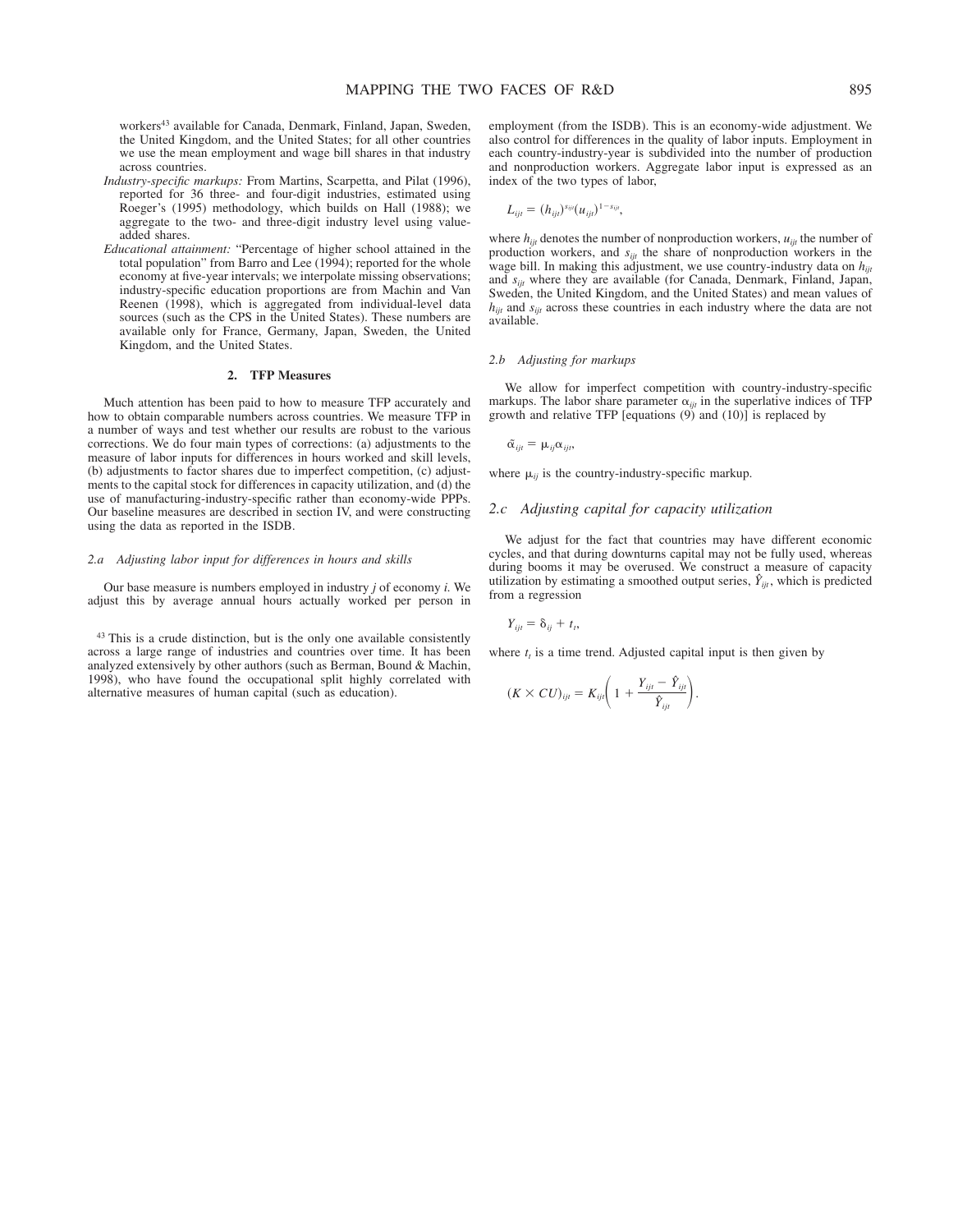workers[43] available for Canada, Denmark, Finland, Japan, Sweden, the United Kingdom, and the United States; for all other countries we use the mean employment and wage bill shares in that industry across countries.

*Industry-specific markups:* From Martins, Scarpetta, and Pilat (1996), reported for 36 three- and four-digit industries, estimated using Roeger's (1995) methodology, which builds on Hall (1988); we aggregate to the two- and three-digit industry level using value-added shares.

*Educational attainment:* "Percentage of higher school attained in the total population" from Barro and Lee (1994); reported for the whole economy at five-year intervals; we interpolate missing observations; industry-specific education proportions are from Machin and Van Reenen (1998), which is aggregated from individual-level data sources (such as the CPS in the United States). These numbers are available only for France, Germany, Japan, Sweden, the United Kingdom, and the United States.

### 2. TFP Measures

Much attention has been paid to how to measure TFP accurately and how to obtain comparable numbers across countries. We measure TFP in a number of ways and test whether our results are robust to the various corrections. We do four main types of corrections: (a) adjustments to the measure of labor inputs for differences in hours worked and skill levels, (b) adjustments to factor shares due to imperfect competition, (c) adjustments to the capital stock for differences in capacity utilization, and (d) the use of manufacturing-industry-specific rather than economy-wide PPPs. Our baseline measures are described in section IV, and were constructing using the data as reported in the ISDB.

#### *2.a Adjusting labor input for differences in hours and skills*

Our base measure is numbers employed in industry $j$ of economy $i$. We adjust this by average annual hours actually worked per person in employment (from the ISDB). This is an economy-wide adjustment. We also control for differences in the quality of labor inputs. Employment in each country-industry-year is subdivided into the number of production and nonproduction workers. Aggregate labor input is expressed as an index of the two types of labor,

$$L_{ijt} = (h_{ijt})^{s_{ijt}}(u_{ijt})^{1-s_{ijt}},$$

where $h_{ijt}$ denotes the number of nonproduction workers, $u_{ijt}$ the number of production workers, and $s_{ijt}$ the share of nonproduction workers in the wage bill. In making this adjustment, we use country-industry data on $h_{ijt}$ and $s_{ijt}$ where they are available (for Canada, Denmark, Finland, Japan, Sweden, the United Kingdom, and the United States) and mean values of $h_{ijt}$ and $s_{ijt}$ across these countries in each industry where the data are not available.

#### *2.b Adjusting for markups*

We allow for imperfect competition with country-industry-specific markups. The labor share parameter $\alpha_{ijt}$ in the superlative indices of TFP growth and relative TFP [equations (9) and (10)] is replaced by

$$\tilde{\alpha}_{ijt} = \mu_{ij}\alpha_{ijt},$$

where $\mu_{ij}$ is the country-industry-specific markup.

#### *2.c Adjusting capital for capacity utilization*

We adjust for the fact that countries may have different economic cycles, and that during downturns capital may not be fully used, whereas during booms it may be overused. We construct a measure of capacity utilization by estimating a smoothed output series, $\hat{Y}_{ijt}$, which is predicted from a regression

$$Y_{ijt} = \delta_{ij} + t_t,$$

where $t_t$ is a time trend. Adjusted capital input is then given by

$$(K \times CU)_{ijt} = K_{ijt}\left(1 + \frac{Y_{ijt} - \hat{Y}_{ijt}}{\hat{Y}_{ijt}}\right).$$

[43] This is a crude distinction, but is the only one available consistently across a large range of industries and countries over time. It has been analyzed extensively by other authors (such as Berman, Bound & Machin, 1998), who have found the occupational split highly correlated with alternative measures of human capital (such as education).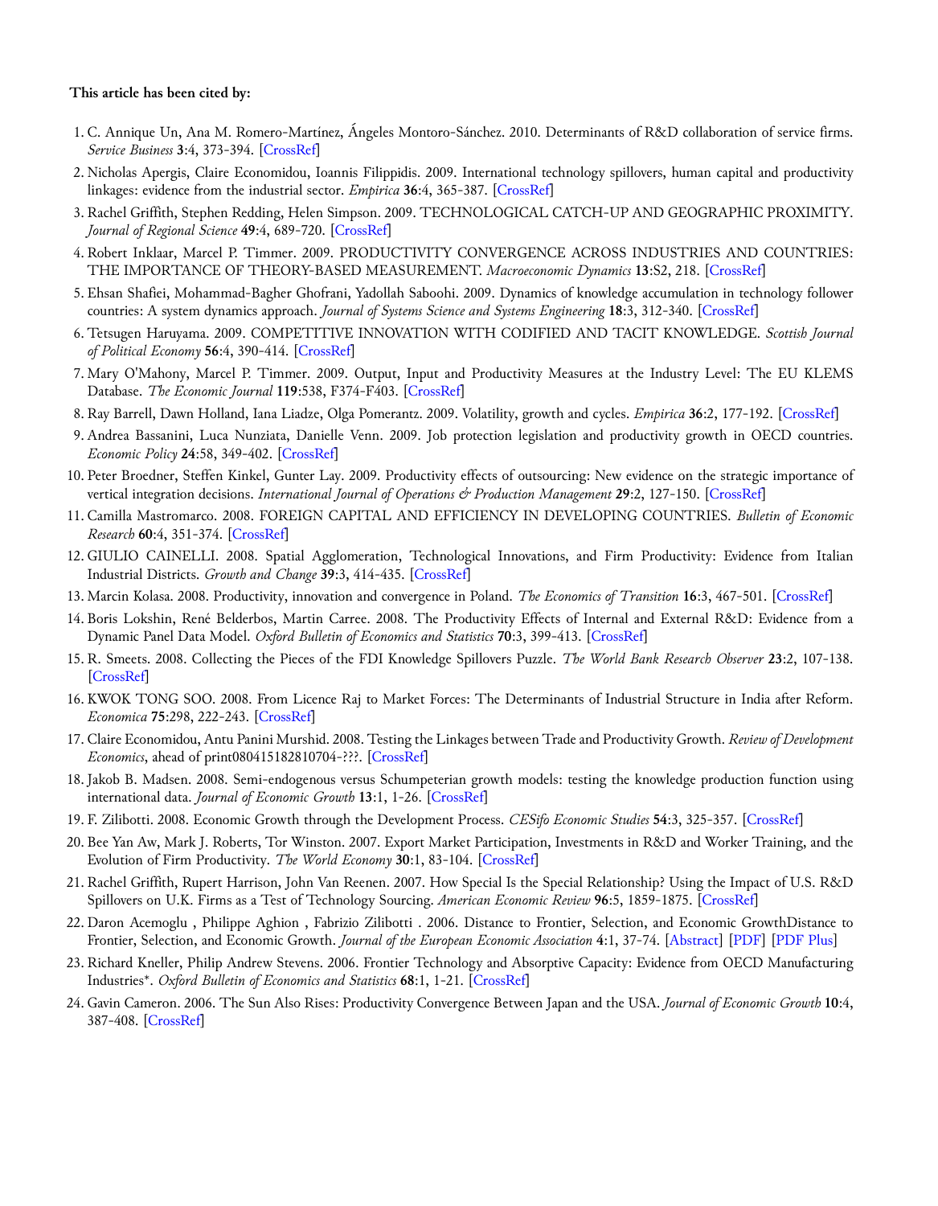**This article has been cited by:**

1. C. Annique Un, Ana M. Romero-Martínez, Ángeles Montoro-Sánchez. 2010. Determinants of R&D collaboration of service firms. *Service Business* **3**:4, 373-394. [CrossRef]
2. Nicholas Apergis, Claire Economidou, Ioannis Filippidis. 2009. International technology spillovers, human capital and productivity linkages: evidence from the industrial sector. *Empirica* **36**:4, 365-387. [CrossRef]
3. Rachel Griffith, Stephen Redding, Helen Simpson. 2009. TECHNOLOGICAL CATCH-UP AND GEOGRAPHIC PROXIMITY. *Journal of Regional Science* **49**:4, 689-720. [CrossRef]
4. Robert Inklaar, Marcel P. Timmer. 2009. PRODUCTIVITY CONVERGENCE ACROSS INDUSTRIES AND COUNTRIES: THE IMPORTANCE OF THEORY-BASED MEASUREMENT. *Macroeconomic Dynamics* **13**:S2, 218. [CrossRef]
5. Ehsan Shafiei, Mohammad-Bagher Ghofrani, Yadollah Saboohi. 2009. Dynamics of knowledge accumulation in technology follower countries: A system dynamics approach. *Journal of Systems Science and Systems Engineering* **18**:3, 312-340. [CrossRef]
6. Tetsugen Haruyama. 2009. COMPETITIVE INNOVATION WITH CODIFIED AND TACIT KNOWLEDGE. *Scottish Journal of Political Economy* **56**:4, 390-414. [CrossRef]
7. Mary O'Mahony, Marcel P. Timmer. 2009. Output, Input and Productivity Measures at the Industry Level: The EU KLEMS Database. *The Economic Journal* **119**:538, F374-F403. [CrossRef]
8. Ray Barrell, Dawn Holland, Iana Liadze, Olga Pomerantz. 2009. Volatility, growth and cycles. *Empirica* **36**:2, 177-192. [CrossRef]
9. Andrea Bassanini, Luca Nunziata, Danielle Venn. 2009. Job protection legislation and productivity growth in OECD countries. *Economic Policy* **24**:58, 349-402. [CrossRef]
10. Peter Broedner, Steffen Kinkel, Gunter Lay. 2009. Productivity effects of outsourcing: New evidence on the strategic importance of vertical integration decisions. *International Journal of Operations & Production Management* **29**:2, 127-150. [CrossRef]
11. Camilla Mastromarco. 2008. FOREIGN CAPITAL AND EFFICIENCY IN DEVELOPING COUNTRIES. *Bulletin of Economic Research* **60**:4, 351-374. [CrossRef]
12. GIULIO CAINELLI. 2008. Spatial Agglomeration, Technological Innovations, and Firm Productivity: Evidence from Italian Industrial Districts. *Growth and Change* **39**:3, 414-435. [CrossRef]
13. Marcin Kolasa. 2008. Productivity, innovation and convergence in Poland. *The Economics of Transition* **16**:3, 467-501. [CrossRef]
14. Boris Lokshin, René Belderbos, Martin Carree. 2008. The Productivity Effects of Internal and External R&D: Evidence from a Dynamic Panel Data Model. *Oxford Bulletin of Economics and Statistics* **70**:3, 399-413. [CrossRef]
15. R. Smeets. 2008. Collecting the Pieces of the FDI Knowledge Spillovers Puzzle. *The World Bank Research Observer* **23**:2, 107-138. [CrossRef]
16. KWOK TONG SOO. 2008. From Licence Raj to Market Forces: The Determinants of Industrial Structure in India after Reform. *Economica* **75**:298, 222-243. [CrossRef]
17. Claire Economidou, Antu Panini Murshid. 2008. Testing the Linkages between Trade and Productivity Growth. *Review of Development Economics*, ahead of print080415182810704-???. [CrossRef]
18. Jakob B. Madsen. 2008. Semi-endogenous versus Schumpeterian growth models: testing the knowledge production function using international data. *Journal of Economic Growth* **13**:1, 1-26. [CrossRef]
19. F. Zilibotti. 2008. Economic Growth through the Development Process. *CESifo Economic Studies* **54**:3, 325-357. [CrossRef]
20. Bee Yan Aw, Mark J. Roberts, Tor Winston. 2007. Export Market Participation, Investments in R&D and Worker Training, and the Evolution of Firm Productivity. *The World Economy* **30**:1, 83-104. [CrossRef]
21. Rachel Griffith, Rupert Harrison, John Van Reenen. 2007. How Special Is the Special Relationship? Using the Impact of U.S. R&D Spillovers on U.K. Firms as a Test of Technology Sourcing. *American Economic Review* **96**:5, 1859-1875. [CrossRef]
22. Daron Acemoglu , Philippe Aghion , Fabrizio Zilibotti . 2006. Distance to Frontier, Selection, and Economic GrowthDistance to Frontier, Selection, and Economic Growth. *Journal of the European Economic Association* **4**:1, 37-74. [Abstract] [PDF] [PDF Plus]
23. Richard Kneller, Philip Andrew Stevens. 2006. Frontier Technology and Absorptive Capacity: Evidence from OECD Manufacturing Industries*. *Oxford Bulletin of Economics and Statistics* **68**:1, 1-21. [CrossRef]
24. Gavin Cameron. 2006. The Sun Also Rises: Productivity Convergence Between Japan and the USA. *Journal of Economic Growth* **10**:4, 387-408. [CrossRef]